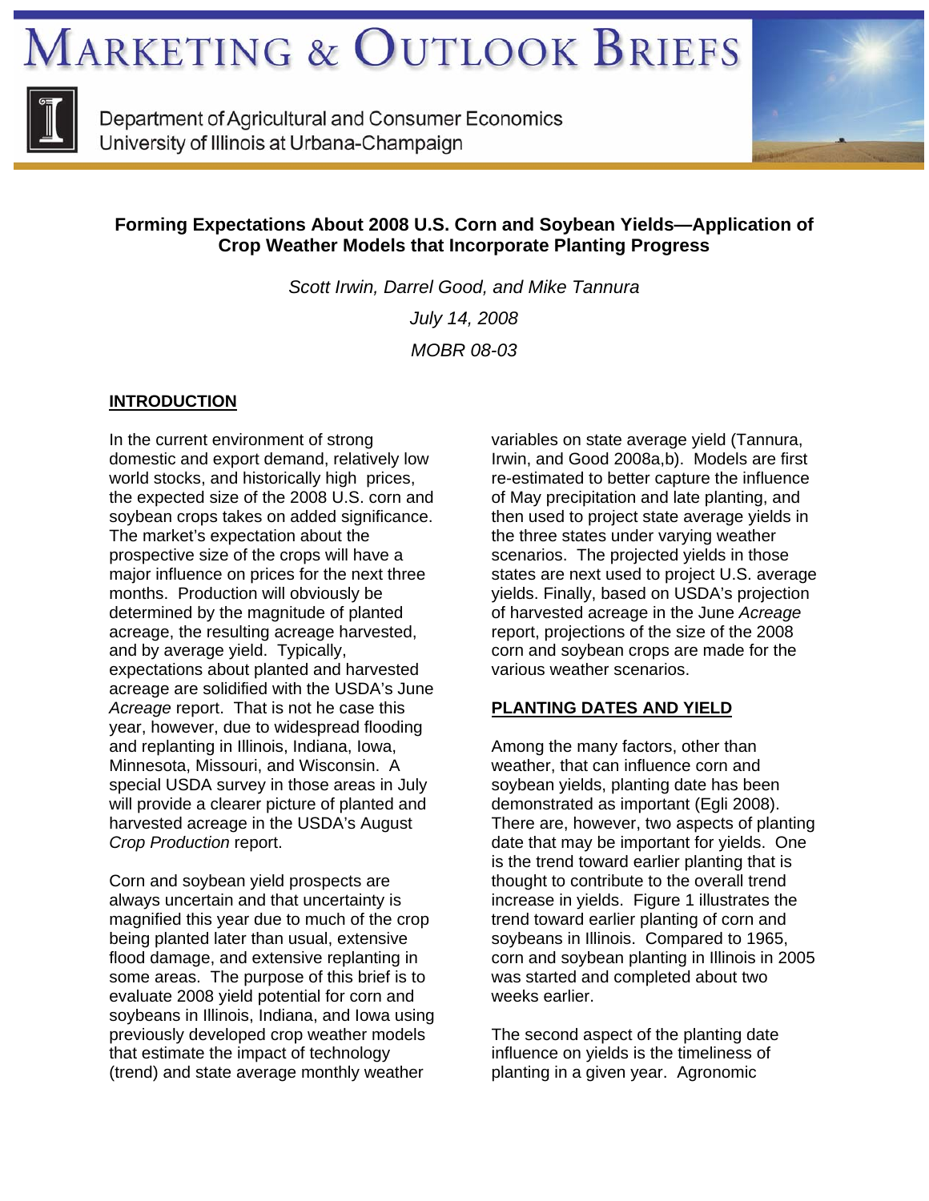# MARKETING & OUTLOOK BRIEFS

Department of Agricultural and Consumer Economics
University of Illinois at Urbana-Champaign

## Forming Expectations About 2008 U.S. Corn and Soybean Yields—Application of Crop Weather Models that Incorporate Planting Progress

*Scott Irwin, Darrel Good, and Mike Tannura*

*July 14, 2008*

*MOBR 08-03*

### INTRODUCTION

In the current environment of strong domestic and export demand, relatively low world stocks, and historically high prices, the expected size of the 2008 U.S. corn and soybean crops takes on added significance. The market's expectation about the prospective size of the crops will have a major influence on prices for the next three months. Production will obviously be determined by the magnitude of planted acreage, the resulting acreage harvested, and by average yield. Typically, expectations about planted and harvested acreage are solidified with the USDA's June *Acreage* report. That is not he case this year, however, due to widespread flooding and replanting in Illinois, Indiana, Iowa, Minnesota, Missouri, and Wisconsin. A special USDA survey in those areas in July will provide a clearer picture of planted and harvested acreage in the USDA's August *Crop Production* report.

Corn and soybean yield prospects are always uncertain and that uncertainty is magnified this year due to much of the crop being planted later than usual, extensive flood damage, and extensive replanting in some areas. The purpose of this brief is to evaluate 2008 yield potential for corn and soybeans in Illinois, Indiana, and Iowa using previously developed crop weather models that estimate the impact of technology (trend) and state average monthly weather variables on state average yield (Tannura, Irwin, and Good 2008a,b). Models are first re-estimated to better capture the influence of May precipitation and late planting, and then used to project state average yields in the three states under varying weather scenarios. The projected yields in those states are next used to project U.S. average yields. Finally, based on USDA's projection of harvested acreage in the June *Acreage* report, projections of the size of the 2008 corn and soybean crops are made for the various weather scenarios.

### PLANTING DATES AND YIELD

Among the many factors, other than weather, that can influence corn and soybean yields, planting date has been demonstrated as important (Egli 2008). There are, however, two aspects of planting date that may be important for yields. One is the trend toward earlier planting that is thought to contribute to the overall trend increase in yields. Figure 1 illustrates the trend toward earlier planting of corn and soybeans in Illinois. Compared to 1965, corn and soybean planting in Illinois in 2005 was started and completed about two weeks earlier.

The second aspect of the planting date influence on yields is the timeliness of planting in a given year. Agronomic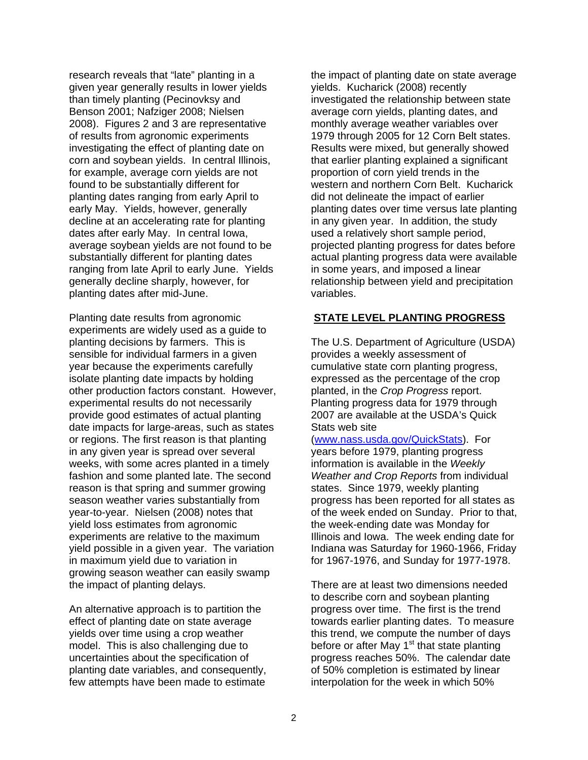research reveals that "late" planting in a given year generally results in lower yields than timely planting (Pecinovksy and Benson 2001; Nafziger 2008; Nielsen 2008). Figures 2 and 3 are representative of results from agronomic experiments investigating the effect of planting date on corn and soybean yields. In central Illinois, for example, average corn yields are not found to be substantially different for planting dates ranging from early April to early May. Yields, however, generally decline at an accelerating rate for planting dates after early May. In central Iowa, average soybean yields are not found to be substantially different for planting dates ranging from late April to early June. Yields generally decline sharply, however, for planting dates after mid-June.

Planting date results from agronomic experiments are widely used as a guide to planting decisions by farmers. This is sensible for individual farmers in a given year because the experiments carefully isolate planting date impacts by holding other production factors constant. However, experimental results do not necessarily provide good estimates of actual planting date impacts for large-areas, such as states or regions. The first reason is that planting in any given year is spread over several weeks, with some acres planted in a timely fashion and some planted late. The second reason is that spring and summer growing season weather varies substantially from year-to-year. Nielsen (2008) notes that yield loss estimates from agronomic experiments are relative to the maximum yield possible in a given year. The variation in maximum yield due to variation in growing season weather can easily swamp the impact of planting delays.

An alternative approach is to partition the effect of planting date on state average yields over time using a crop weather model. This is also challenging due to uncertainties about the specification of planting date variables, and consequently, few attempts have been made to estimate the impact of planting date on state average yields. Kucharick (2008) recently investigated the relationship between state average corn yields, planting dates, and monthly average weather variables over 1979 through 2005 for 12 Corn Belt states. Results were mixed, but generally showed that earlier planting explained a significant proportion of corn yield trends in the western and northern Corn Belt. Kucharick did not delineate the impact of earlier planting dates over time versus late planting in any given year. In addition, the study used a relatively short sample period, projected planting progress for dates before actual planting progress data were available in some years, and imposed a linear relationship between yield and precipitation variables.

## STATE LEVEL PLANTING PROGRESS

The U.S. Department of Agriculture (USDA) provides a weekly assessment of cumulative state corn planting progress, expressed as the percentage of the crop planted, in the *Crop Progress* report. Planting progress data for 1979 through 2007 are available at the USDA's Quick Stats web site (www.nass.usda.gov/QuickStats). For years before 1979, planting progress information is available in the *Weekly Weather and Crop Reports* from individual states. Since 1979, weekly planting progress has been reported for all states as of the week ended on Sunday. Prior to that, the week-ending date was Monday for Illinois and Iowa. The week ending date for Indiana was Saturday for 1960-1966, Friday for 1967-1976, and Sunday for 1977-1978.

There are at least two dimensions needed to describe corn and soybean planting progress over time. The first is the trend towards earlier planting dates. To measure this trend, we compute the number of days before or after May 1st that state planting progress reaches 50%. The calendar date of 50% completion is estimated by linear interpolation for the week in which 50%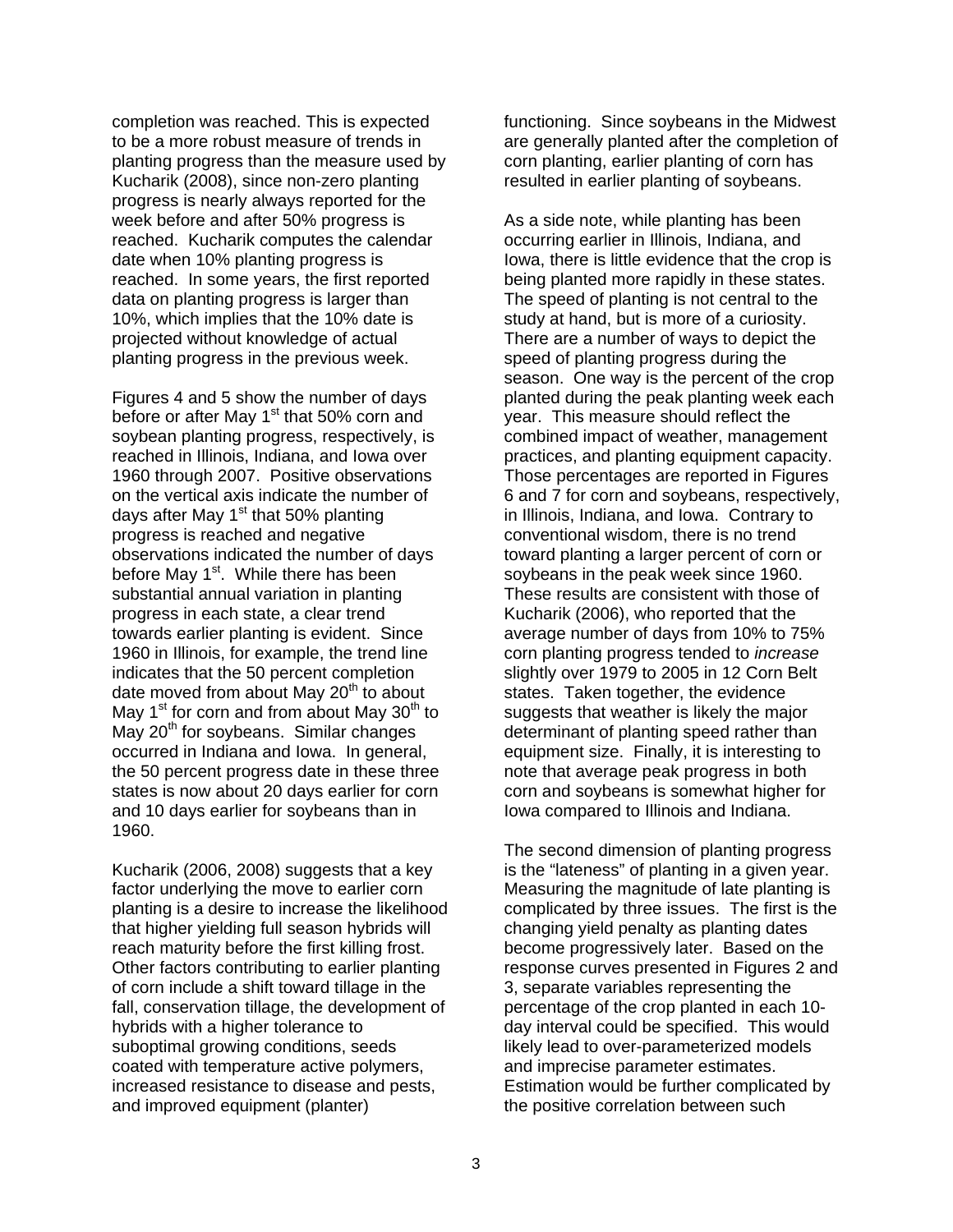completion was reached. This is expected to be a more robust measure of trends in planting progress than the measure used by Kucharik (2008), since non-zero planting progress is nearly always reported for the week before and after 50% progress is reached. Kucharik computes the calendar date when 10% planting progress is reached. In some years, the first reported data on planting progress is larger than 10%, which implies that the 10% date is projected without knowledge of actual planting progress in the previous week.

Figures 4 and 5 show the number of days before or after May 1st that 50% corn and soybean planting progress, respectively, is reached in Illinois, Indiana, and Iowa over 1960 through 2007. Positive observations on the vertical axis indicate the number of days after May 1st that 50% planting progress is reached and negative observations indicated the number of days before May 1st. While there has been substantial annual variation in planting progress in each state, a clear trend towards earlier planting is evident. Since 1960 in Illinois, for example, the trend line indicates that the 50 percent completion date moved from about May 20th to about May 1st for corn and from about May 30th to May 20th for soybeans. Similar changes occurred in Indiana and Iowa. In general, the 50 percent progress date in these three states is now about 20 days earlier for corn and 10 days earlier for soybeans than in 1960.

Kucharik (2006, 2008) suggests that a key factor underlying the move to earlier corn planting is a desire to increase the likelihood that higher yielding full season hybrids will reach maturity before the first killing frost. Other factors contributing to earlier planting of corn include a shift toward tillage in the fall, conservation tillage, the development of hybrids with a higher tolerance to suboptimal growing conditions, seeds coated with temperature active polymers, increased resistance to disease and pests, and improved equipment (planter) functioning. Since soybeans in the Midwest are generally planted after the completion of corn planting, earlier planting of corn has resulted in earlier planting of soybeans.

As a side note, while planting has been occurring earlier in Illinois, Indiana, and Iowa, there is little evidence that the crop is being planted more rapidly in these states. The speed of planting is not central to the study at hand, but is more of a curiosity. There are a number of ways to depict the speed of planting progress during the season. One way is the percent of the crop planted during the peak planting week each year. This measure should reflect the combined impact of weather, management practices, and planting equipment capacity. Those percentages are reported in Figures 6 and 7 for corn and soybeans, respectively, in Illinois, Indiana, and Iowa. Contrary to conventional wisdom, there is no trend toward planting a larger percent of corn or soybeans in the peak week since 1960. These results are consistent with those of Kucharik (2006), who reported that the average number of days from 10% to 75% corn planting progress tended to *increase* slightly over 1979 to 2005 in 12 Corn Belt states. Taken together, the evidence suggests that weather is likely the major determinant of planting speed rather than equipment size. Finally, it is interesting to note that average peak progress in both corn and soybeans is somewhat higher for Iowa compared to Illinois and Indiana.

The second dimension of planting progress is the "lateness" of planting in a given year. Measuring the magnitude of late planting is complicated by three issues. The first is the changing yield penalty as planting dates become progressively later. Based on the response curves presented in Figures 2 and 3, separate variables representing the percentage of the crop planted in each 10-day interval could be specified. This would likely lead to over-parameterized models and imprecise parameter estimates. Estimation would be further complicated by the positive correlation between such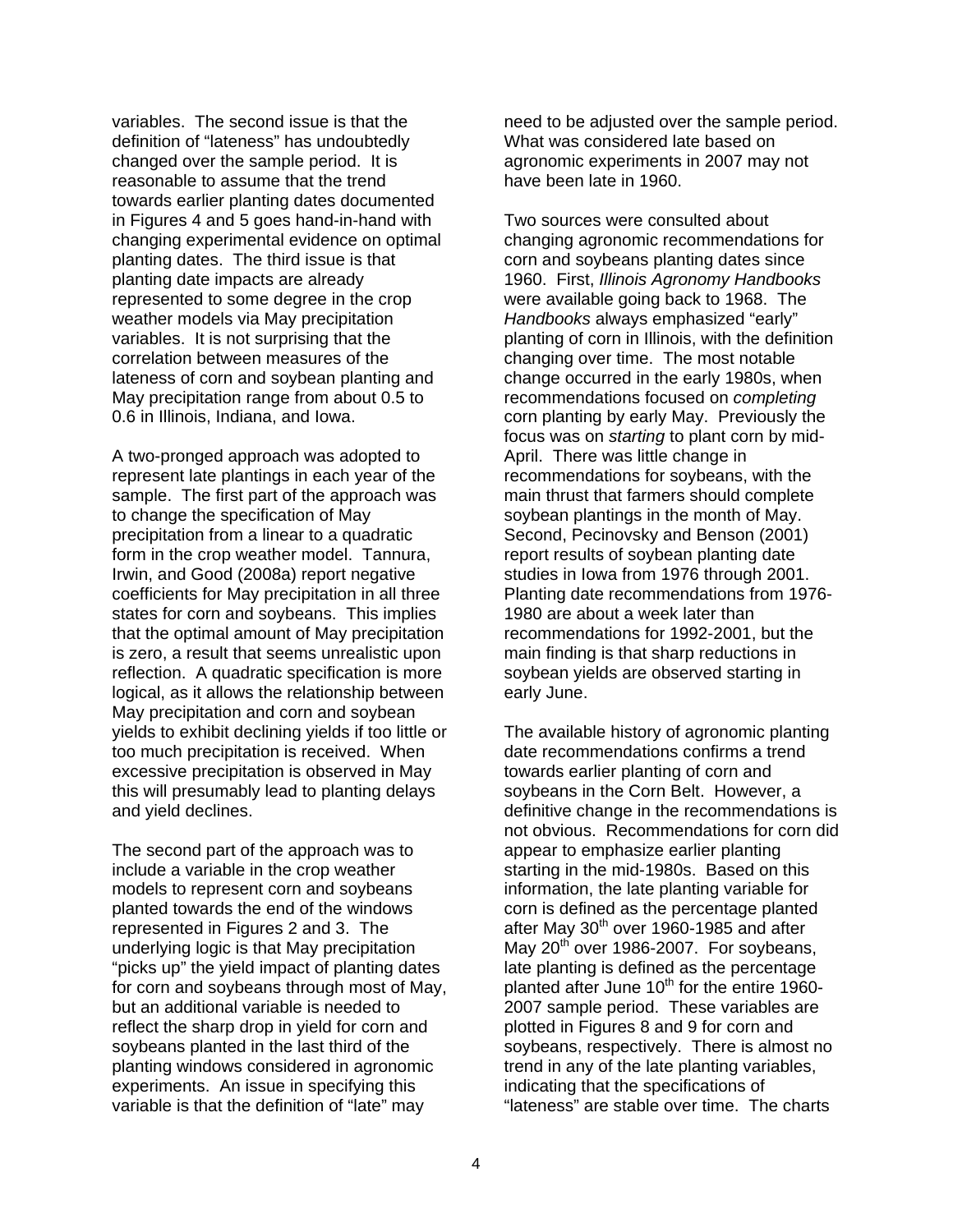variables. The second issue is that the definition of "lateness" has undoubtedly changed over the sample period. It is reasonable to assume that the trend towards earlier planting dates documented in Figures 4 and 5 goes hand-in-hand with changing experimental evidence on optimal planting dates. The third issue is that planting date impacts are already represented to some degree in the crop weather models via May precipitation variables. It is not surprising that the correlation between measures of the lateness of corn and soybean planting and May precipitation range from about 0.5 to 0.6 in Illinois, Indiana, and Iowa.

A two-pronged approach was adopted to represent late plantings in each year of the sample. The first part of the approach was to change the specification of May precipitation from a linear to a quadratic form in the crop weather model. Tannura, Irwin, and Good (2008a) report negative coefficients for May precipitation in all three states for corn and soybeans. This implies that the optimal amount of May precipitation is zero, a result that seems unrealistic upon reflection. A quadratic specification is more logical, as it allows the relationship between May precipitation and corn and soybean yields to exhibit declining yields if too little or too much precipitation is received. When excessive precipitation is observed in May this will presumably lead to planting delays and yield declines.

The second part of the approach was to include a variable in the crop weather models to represent corn and soybeans planted towards the end of the windows represented in Figures 2 and 3. The underlying logic is that May precipitation "picks up" the yield impact of planting dates for corn and soybeans through most of May, but an additional variable is needed to reflect the sharp drop in yield for corn and soybeans planted in the last third of the planting windows considered in agronomic experiments. An issue in specifying this variable is that the definition of "late" may need to be adjusted over the sample period. What was considered late based on agronomic experiments in 2007 may not have been late in 1960.

Two sources were consulted about changing agronomic recommendations for corn and soybeans planting dates since 1960. First, *Illinois Agronomy Handbooks* were available going back to 1968. The *Handbooks* always emphasized "early" planting of corn in Illinois, with the definition changing over time. The most notable change occurred in the early 1980s, when recommendations focused on *completing* corn planting by early May. Previously the focus was on *starting* to plant corn by mid-April. There was little change in recommendations for soybeans, with the main thrust that farmers should complete soybean plantings in the month of May. Second, Pecinovsky and Benson (2001) report results of soybean planting date studies in Iowa from 1976 through 2001. Planting date recommendations from 1976-1980 are about a week later than recommendations for 1992-2001, but the main finding is that sharp reductions in soybean yields are observed starting in early June.

The available history of agronomic planting date recommendations confirms a trend towards earlier planting of corn and soybeans in the Corn Belt. However, a definitive change in the recommendations is not obvious. Recommendations for corn did appear to emphasize earlier planting starting in the mid-1980s. Based on this information, the late planting variable for corn is defined as the percentage planted after May 30th over 1960-1985 and after May 20th over 1986-2007. For soybeans, late planting is defined as the percentage planted after June 10th for the entire 1960-2007 sample period. These variables are plotted in Figures 8 and 9 for corn and soybeans, respectively. There is almost no trend in any of the late planting variables, indicating that the specifications of "lateness" are stable over time. The charts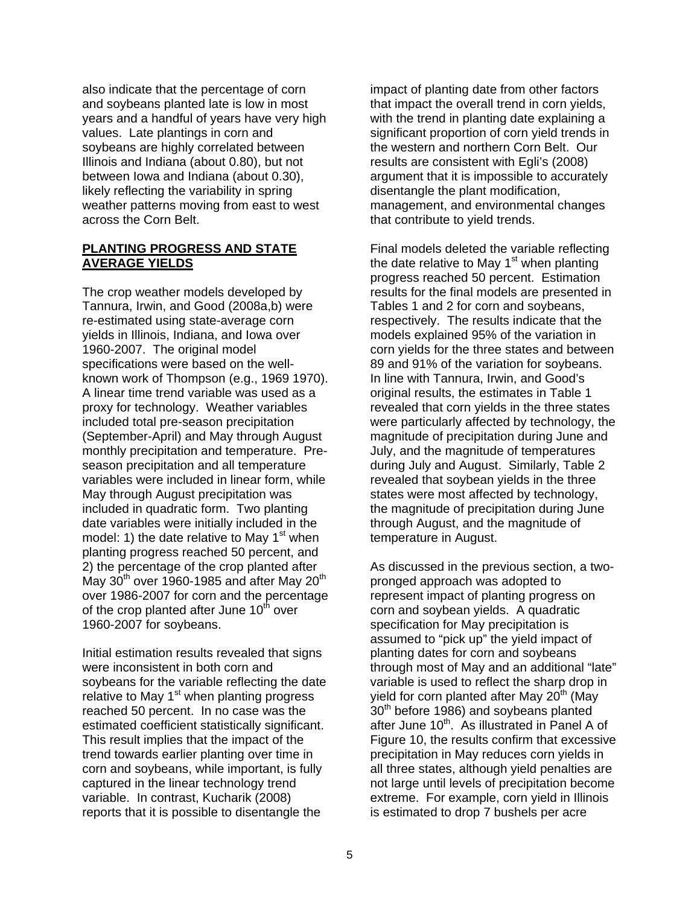also indicate that the percentage of corn and soybeans planted late is low in most years and a handful of years have very high values. Late plantings in corn and soybeans are highly correlated between Illinois and Indiana (about 0.80), but not between Iowa and Indiana (about 0.30), likely reflecting the variability in spring weather patterns moving from east to west across the Corn Belt.

## PLANTING PROGRESS AND STATE AVERAGE YIELDS

The crop weather models developed by Tannura, Irwin, and Good (2008a,b) were re-estimated using state-average corn yields in Illinois, Indiana, and Iowa over 1960-2007. The original model specifications were based on the well-known work of Thompson (e.g., 1969 1970). A linear time trend variable was used as a proxy for technology. Weather variables included total pre-season precipitation (September-April) and May through August monthly precipitation and temperature. Pre-season precipitation and all temperature variables were included in linear form, while May through August precipitation was included in quadratic form. Two planting date variables were initially included in the model: 1) the date relative to May 1st when planting progress reached 50 percent, and 2) the percentage of the crop planted after May 30th over 1960-1985 and after May 20th over 1986-2007 for corn and the percentage of the crop planted after June 10th over 1960-2007 for soybeans.

Initial estimation results revealed that signs were inconsistent in both corn and soybeans for the variable reflecting the date relative to May 1st when planting progress reached 50 percent. In no case was the estimated coefficient statistically significant. This result implies that the impact of the trend towards earlier planting over time in corn and soybeans, while important, is fully captured in the linear technology trend variable. In contrast, Kucharik (2008) reports that it is possible to disentangle the impact of planting date from other factors that impact the overall trend in corn yields, with the trend in planting date explaining a significant proportion of corn yield trends in the western and northern Corn Belt. Our results are consistent with Egli's (2008) argument that it is impossible to accurately disentangle the plant modification, management, and environmental changes that contribute to yield trends.

Final models deleted the variable reflecting the date relative to May 1st when planting progress reached 50 percent. Estimation results for the final models are presented in Tables 1 and 2 for corn and soybeans, respectively. The results indicate that the models explained 95% of the variation in corn yields for the three states and between 89 and 91% of the variation for soybeans. In line with Tannura, Irwin, and Good's original results, the estimates in Table 1 revealed that corn yields in the three states were particularly affected by technology, the magnitude of precipitation during June and July, and the magnitude of temperatures during July and August. Similarly, Table 2 revealed that soybean yields in the three states were most affected by technology, the magnitude of precipitation during June through August, and the magnitude of temperature in August.

As discussed in the previous section, a two-pronged approach was adopted to represent impact of planting progress on corn and soybean yields. A quadratic specification for May precipitation is assumed to "pick up" the yield impact of planting dates for corn and soybeans through most of May and an additional "late" variable is used to reflect the sharp drop in yield for corn planted after May 20th (May 30th before 1986) and soybeans planted after June 10th. As illustrated in Panel A of Figure 10, the results confirm that excessive precipitation in May reduces corn yields in all three states, although yield penalties are not large until levels of precipitation become extreme. For example, corn yield in Illinois is estimated to drop 7 bushels per acre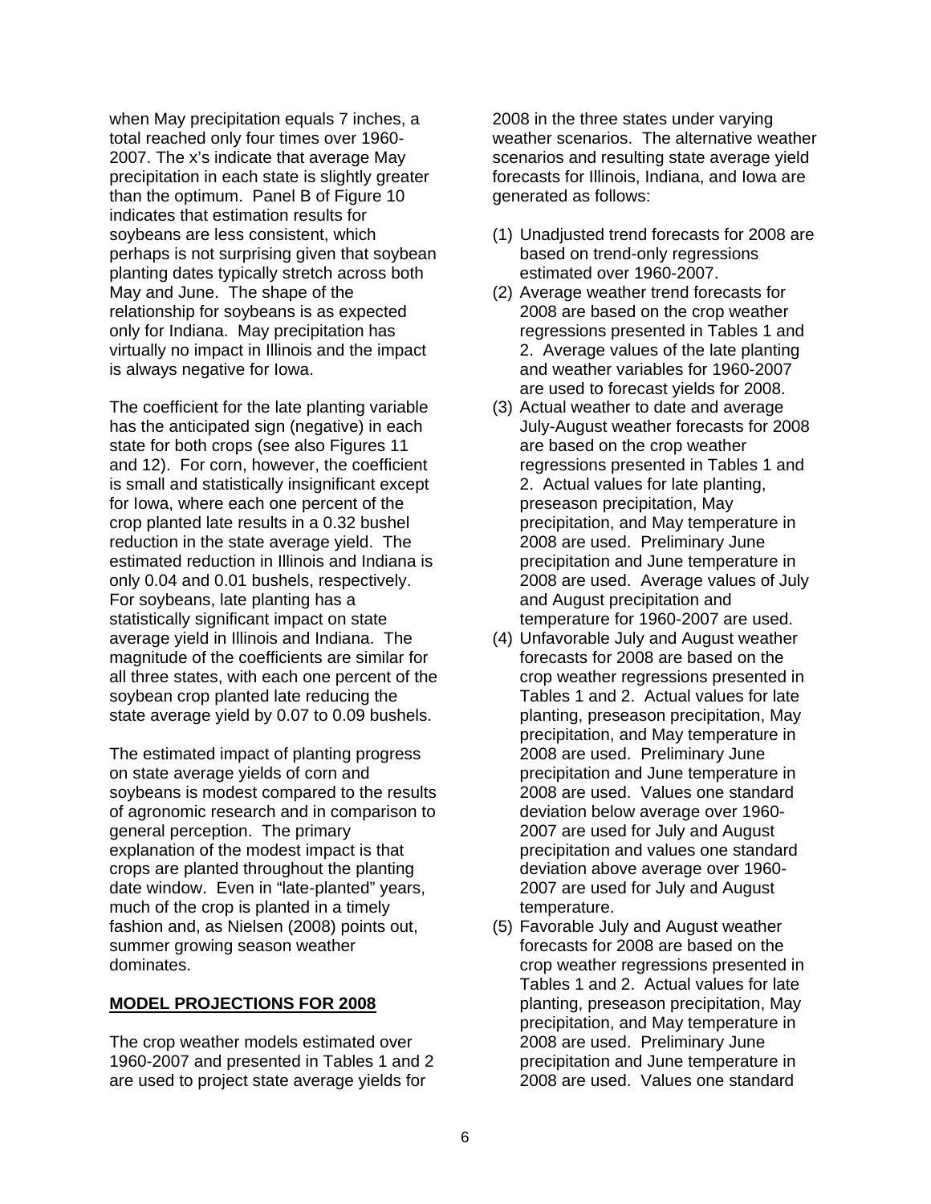when May precipitation equals 7 inches, a total reached only four times over 1960-2007. The x's indicate that average May precipitation in each state is slightly greater than the optimum. Panel B of Figure 10 indicates that estimation results for soybeans are less consistent, which perhaps is not surprising given that soybean planting dates typically stretch across both May and June. The shape of the relationship for soybeans is as expected only for Indiana. May precipitation has virtually no impact in Illinois and the impact is always negative for Iowa.

The coefficient for the late planting variable has the anticipated sign (negative) in each state for both crops (see also Figures 11 and 12). For corn, however, the coefficient is small and statistically insignificant except for Iowa, where each one percent of the crop planted late results in a 0.32 bushel reduction in the state average yield. The estimated reduction in Illinois and Indiana is only 0.04 and 0.01 bushels, respectively. For soybeans, late planting has a statistically significant impact on state average yield in Illinois and Indiana. The magnitude of the coefficients are similar for all three states, with each one percent of the soybean crop planted late reducing the state average yield by 0.07 to 0.09 bushels.

The estimated impact of planting progress on state average yields of corn and soybeans is modest compared to the results of agronomic research and in comparison to general perception. The primary explanation of the modest impact is that crops are planted throughout the planting date window. Even in "late-planted" years, much of the crop is planted in a timely fashion and, as Nielsen (2008) points out, summer growing season weather dominates.

## MODEL PROJECTIONS FOR 2008

The crop weather models estimated over 1960-2007 and presented in Tables 1 and 2 are used to project state average yields for 2008 in the three states under varying weather scenarios. The alternative weather scenarios and resulting state average yield forecasts for Illinois, Indiana, and Iowa are generated as follows:

(1) Unadjusted trend forecasts for 2008 are based on trend-only regressions estimated over 1960-2007.
(2) Average weather trend forecasts for 2008 are based on the crop weather regressions presented in Tables 1 and 2. Average values of the late planting and weather variables for 1960-2007 are used to forecast yields for 2008.
(3) Actual weather to date and average July-August weather forecasts for 2008 are based on the crop weather regressions presented in Tables 1 and 2. Actual values for late planting, preseason precipitation, May precipitation, and May temperature in 2008 are used. Preliminary June precipitation and June temperature in 2008 are used. Average values of July and August precipitation and temperature for 1960-2007 are used.
(4) Unfavorable July and August weather forecasts for 2008 are based on the crop weather regressions presented in Tables 1 and 2. Actual values for late planting, preseason precipitation, May precipitation, and May temperature in 2008 are used. Preliminary June precipitation and June temperature in 2008 are used. Values one standard deviation below average over 1960-2007 are used for July and August precipitation and values one standard deviation above average over 1960-2007 are used for July and August temperature.
(5) Favorable July and August weather forecasts for 2008 are based on the crop weather regressions presented in Tables 1 and 2. Actual values for late planting, preseason precipitation, May precipitation, and May temperature in 2008 are used. Preliminary June precipitation and June temperature in 2008 are used. Values one standard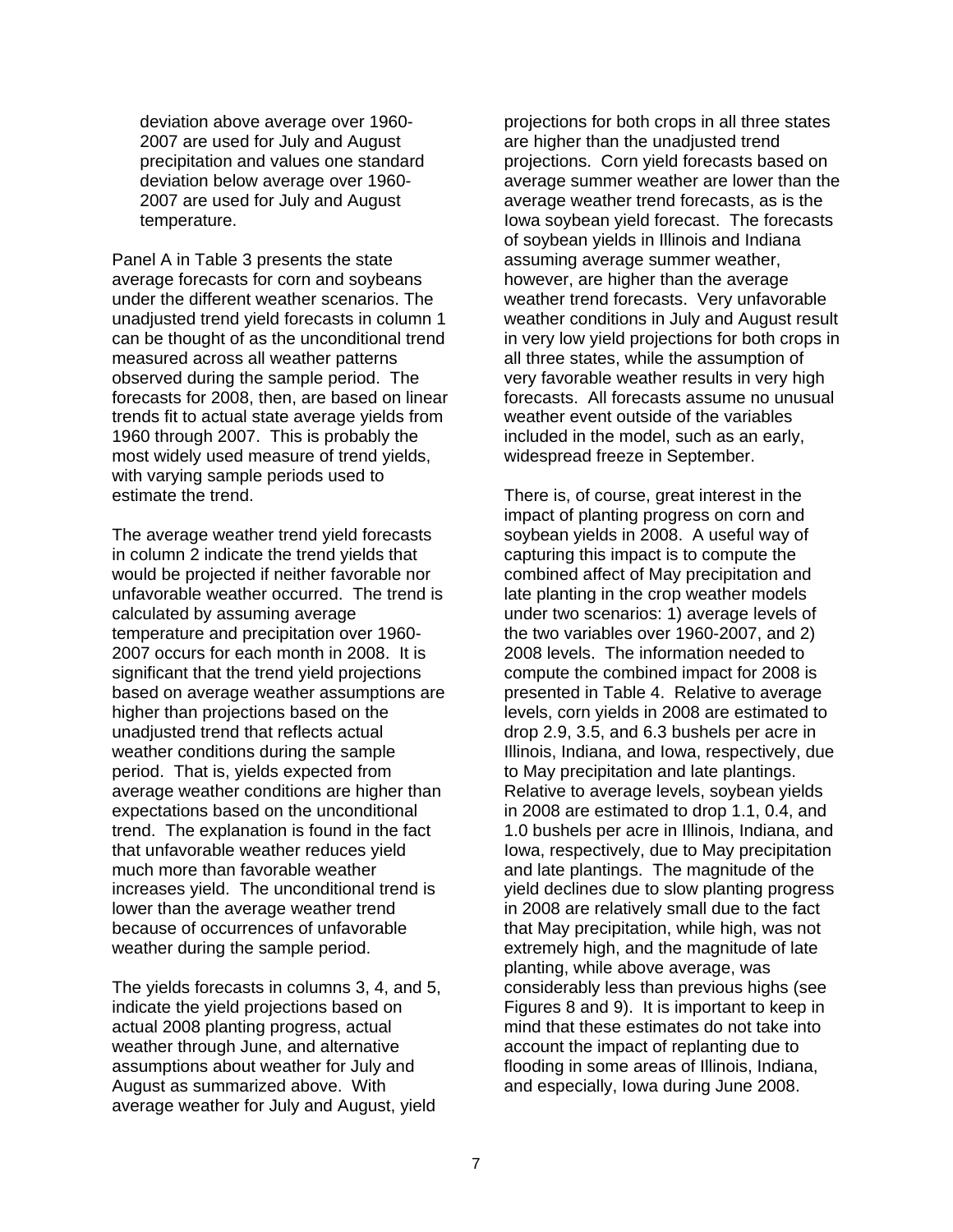deviation above average over 1960-2007 are used for July and August precipitation and values one standard deviation below average over 1960-2007 are used for July and August temperature.

Panel A in Table 3 presents the state average forecasts for corn and soybeans under the different weather scenarios. The unadjusted trend yield forecasts in column 1 can be thought of as the unconditional trend measured across all weather patterns observed during the sample period. The forecasts for 2008, then, are based on linear trends fit to actual state average yields from 1960 through 2007. This is probably the most widely used measure of trend yields, with varying sample periods used to estimate the trend.

The average weather trend yield forecasts in column 2 indicate the trend yields that would be projected if neither favorable nor unfavorable weather occurred. The trend is calculated by assuming average temperature and precipitation over 1960-2007 occurs for each month in 2008. It is significant that the trend yield projections based on average weather assumptions are higher than projections based on the unadjusted trend that reflects actual weather conditions during the sample period. That is, yields expected from average weather conditions are higher than expectations based on the unconditional trend. The explanation is found in the fact that unfavorable weather reduces yield much more than favorable weather increases yield. The unconditional trend is lower than the average weather trend because of occurrences of unfavorable weather during the sample period.

The yields forecasts in columns 3, 4, and 5, indicate the yield projections based on actual 2008 planting progress, actual weather through June, and alternative assumptions about weather for July and August as summarized above. With average weather for July and August, yield projections for both crops in all three states are higher than the unadjusted trend projections. Corn yield forecasts based on average summer weather are lower than the average weather trend forecasts, as is the Iowa soybean yield forecast. The forecasts of soybean yields in Illinois and Indiana assuming average summer weather, however, are higher than the average weather trend forecasts. Very unfavorable weather conditions in July and August result in very low yield projections for both crops in all three states, while the assumption of very favorable weather results in very high forecasts. All forecasts assume no unusual weather event outside of the variables included in the model, such as an early, widespread freeze in September.

There is, of course, great interest in the impact of planting progress on corn and soybean yields in 2008. A useful way of capturing this impact is to compute the combined affect of May precipitation and late planting in the crop weather models under two scenarios: 1) average levels of the two variables over 1960-2007, and 2) 2008 levels. The information needed to compute the combined impact for 2008 is presented in Table 4. Relative to average levels, corn yields in 2008 are estimated to drop 2.9, 3.5, and 6.3 bushels per acre in Illinois, Indiana, and Iowa, respectively, due to May precipitation and late plantings. Relative to average levels, soybean yields in 2008 are estimated to drop 1.1, 0.4, and 1.0 bushels per acre in Illinois, Indiana, and Iowa, respectively, due to May precipitation and late plantings. The magnitude of the yield declines due to slow planting progress in 2008 are relatively small due to the fact that May precipitation, while high, was not extremely high, and the magnitude of late planting, while above average, was considerably less than previous highs (see Figures 8 and 9). It is important to keep in mind that these estimates do not take into account the impact of replanting due to flooding in some areas of Illinois, Indiana, and especially, Iowa during June 2008.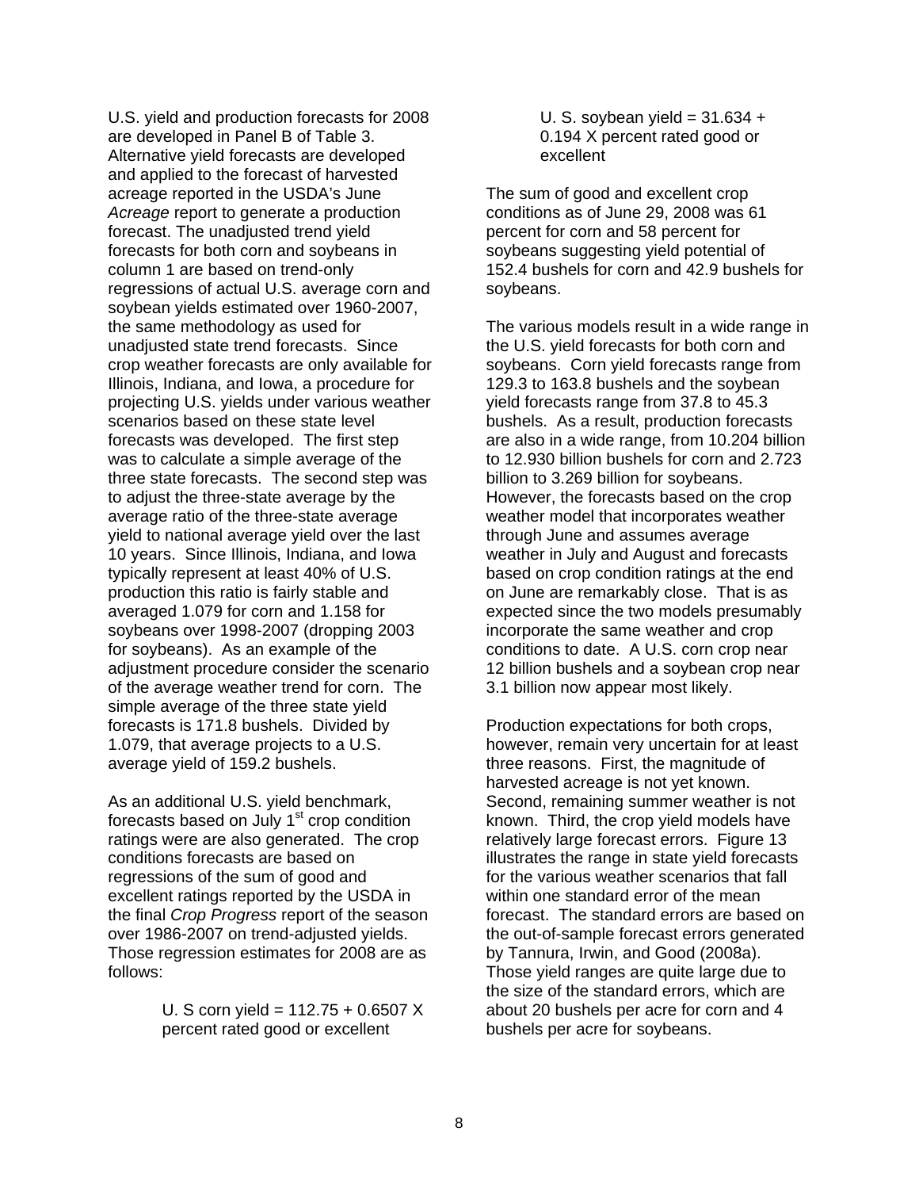U.S. yield and production forecasts for 2008 are developed in Panel B of Table 3. Alternative yield forecasts are developed and applied to the forecast of harvested acreage reported in the USDA's June *Acreage* report to generate a production forecast. The unadjusted trend yield forecasts for both corn and soybeans in column 1 are based on trend-only regressions of actual U.S. average corn and soybean yields estimated over 1960-2007, the same methodology as used for unadjusted state trend forecasts. Since crop weather forecasts are only available for Illinois, Indiana, and Iowa, a procedure for projecting U.S. yields under various weather scenarios based on these state level forecasts was developed. The first step was to calculate a simple average of the three state forecasts. The second step was to adjust the three-state average by the average ratio of the three-state average yield to national average yield over the last 10 years. Since Illinois, Indiana, and Iowa typically represent at least 40% of U.S. production this ratio is fairly stable and averaged 1.079 for corn and 1.158 for soybeans over 1998-2007 (dropping 2003 for soybeans). As an example of the adjustment procedure consider the scenario of the average weather trend for corn. The simple average of the three state yield forecasts is 171.8 bushels. Divided by 1.079, that average projects to a U.S. average yield of 159.2 bushels.

As an additional U.S. yield benchmark, forecasts based on July 1st crop condition ratings were are also generated. The crop conditions forecasts are based on regressions of the sum of good and excellent ratings reported by the USDA in the final *Crop Progress* report of the season over 1986-2007 on trend-adjusted yields. Those regression estimates for 2008 are as follows:

> U. S corn yield = 112.75 + 0.6507 X percent rated good or excellent

> U. S. soybean yield = 31.634 + 0.194 X percent rated good or excellent

The sum of good and excellent crop conditions as of June 29, 2008 was 61 percent for corn and 58 percent for soybeans suggesting yield potential of 152.4 bushels for corn and 42.9 bushels for soybeans.

The various models result in a wide range in the U.S. yield forecasts for both corn and soybeans. Corn yield forecasts range from 129.3 to 163.8 bushels and the soybean yield forecasts range from 37.8 to 45.3 bushels. As a result, production forecasts are also in a wide range, from 10.204 billion to 12.930 billion bushels for corn and 2.723 billion to 3.269 billion for soybeans. However, the forecasts based on the crop weather model that incorporates weather through June and assumes average weather in July and August and forecasts based on crop condition ratings at the end on June are remarkably close. That is as expected since the two models presumably incorporate the same weather and crop conditions to date. A U.S. corn crop near 12 billion bushels and a soybean crop near 3.1 billion now appear most likely.

Production expectations for both crops, however, remain very uncertain for at least three reasons. First, the magnitude of harvested acreage is not yet known. Second, remaining summer weather is not known. Third, the crop yield models have relatively large forecast errors. Figure 13 illustrates the range in state yield forecasts for the various weather scenarios that fall within one standard error of the mean forecast. The standard errors are based on the out-of-sample forecast errors generated by Tannura, Irwin, and Good (2008a). Those yield ranges are quite large due to the size of the standard errors, which are about 20 bushels per acre for corn and 4 bushels per acre for soybeans.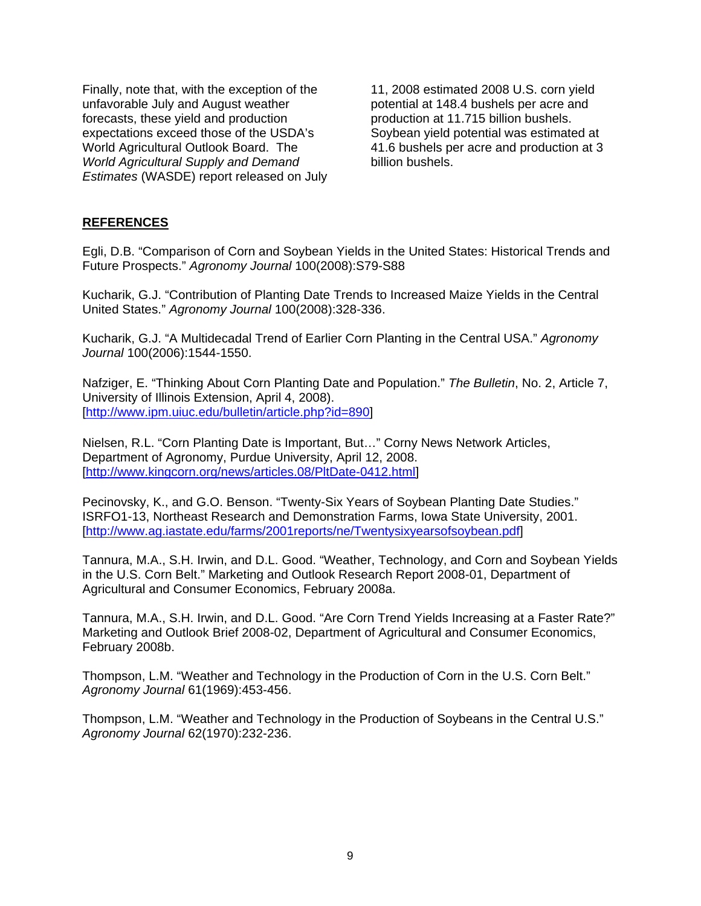Finally, note that, with the exception of the unfavorable July and August weather forecasts, these yield and production expectations exceed those of the USDA's World Agricultural Outlook Board. The *World Agricultural Supply and Demand Estimates* (WASDE) report released on July 11, 2008 estimated 2008 U.S. corn yield potential at 148.4 bushels per acre and production at 11.715 billion bushels. Soybean yield potential was estimated at 41.6 bushels per acre and production at 3 billion bushels.

## **REFERENCES**

Egli, D.B. "Comparison of Corn and Soybean Yields in the United States: Historical Trends and Future Prospects." *Agronomy Journal* 100(2008):S79-S88

Kucharik, G.J. "Contribution of Planting Date Trends to Increased Maize Yields in the Central United States." *Agronomy Journal* 100(2008):328-336.

Kucharik, G.J. "A Multidecadal Trend of Earlier Corn Planting in the Central USA." *Agronomy Journal* 100(2006):1544-1550.

Nafziger, E. "Thinking About Corn Planting Date and Population." *The Bulletin*, No. 2, Article 7, University of Illinois Extension, April 4, 2008). [http://www.ipm.uiuc.edu/bulletin/article.php?id=890]

Nielsen, R.L. "Corn Planting Date is Important, But…" Corny News Network Articles, Department of Agronomy, Purdue University, April 12, 2008. [http://www.kingcorn.org/news/articles.08/PltDate-0412.html]

Pecinovsky, K., and G.O. Benson. "Twenty-Six Years of Soybean Planting Date Studies." ISRFO1-13, Northeast Research and Demonstration Farms, Iowa State University, 2001. [http://www.ag.iastate.edu/farms/2001reports/ne/Twentysixyearsofsoybean.pdf]

Tannura, M.A., S.H. Irwin, and D.L. Good. "Weather, Technology, and Corn and Soybean Yields in the U.S. Corn Belt." Marketing and Outlook Research Report 2008-01, Department of Agricultural and Consumer Economics, February 2008a.

Tannura, M.A., S.H. Irwin, and D.L. Good. "Are Corn Trend Yields Increasing at a Faster Rate?" Marketing and Outlook Brief 2008-02, Department of Agricultural and Consumer Economics, February 2008b.

Thompson, L.M. "Weather and Technology in the Production of Corn in the U.S. Corn Belt." *Agronomy Journal* 61(1969):453-456.

Thompson, L.M. "Weather and Technology in the Production of Soybeans in the Central U.S." *Agronomy Journal* 62(1970):232-236.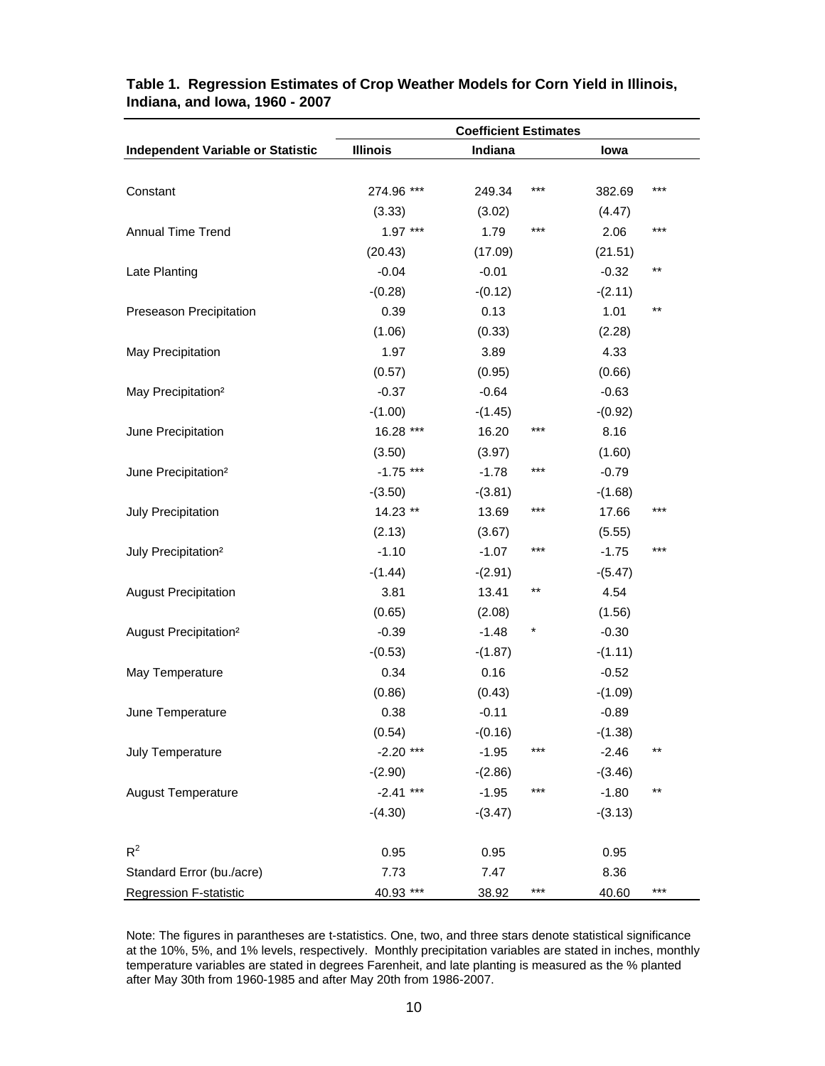**Table 1. Regression Estimates of Crop Weather Models for Corn Yield in Illinois, Indiana, and Iowa, 1960 - 2007**

| | Coefficient Estimates | | |
|---|---|---|---|
| Independent Variable or Statistic | Illinois | Indiana | Iowa |
| Constant | 274.96 *** | 249.34 *** | 382.69 *** |
| | (3.33) | (3.02) | (4.47) |
| Annual Time Trend | 1.97 *** | 1.79 *** | 2.06 *** |
| | (20.43) | (17.09) | (21.51) |
| Late Planting | -0.04 | -0.01 | -0.32 ** |
| | -(0.28) | -(0.12) | -(2.11) |
| Preseason Precipitation | 0.39 | 0.13 | 1.01 ** |
| | (1.06) | (0.33) | (2.28) |
| May Precipitation | 1.97 | 3.89 | 4.33 |
| | (0.57) | (0.95) | (0.66) |
| May Precipitation² | -0.37 | -0.64 | -0.63 |
| | -(1.00) | -(1.45) | -(0.92) |
| June Precipitation | 16.28 *** | 16.20 *** | 8.16 |
| | (3.50) | (3.97) | (1.60) |
| June Precipitation² | -1.75 *** | -1.78 *** | -0.79 |
| | -(3.50) | -(3.81) | -(1.68) |
| July Precipitation | 14.23 ** | 13.69 *** | 17.66 *** |
| | (2.13) | (3.67) | (5.55) |
| July Precipitation² | -1.10 | -1.07 *** | -1.75 *** |
| | -(1.44) | -(2.91) | -(5.47) |
| August Precipitation | 3.81 | 13.41 ** | 4.54 |
| | (0.65) | (2.08) | (1.56) |
| August Precipitation² | -0.39 | -1.48 * | -0.30 |
| | -(0.53) | -(1.87) | -(1.11) |
| May Temperature | 0.34 | 0.16 | -0.52 |
| | (0.86) | (0.43) | -(1.09) |
| June Temperature | 0.38 | -0.11 | -0.89 |
| | (0.54) | -(0.16) | -(1.38) |
| July Temperature | -2.20 *** | -1.95 *** | -2.46 ** |
| | -(2.90) | -(2.86) | -(3.46) |
| August Temperature | -2.41 *** | -1.95 *** | -1.80 ** |
| | -(4.30) | -(3.47) | -(3.13) |
| $R^2$ | 0.95 | 0.95 | 0.95 |
| Standard Error (bu./acre) | 7.73 | 7.47 | 8.36 |
| Regression F-statistic | 40.93 *** | 38.92 *** | 40.60 *** |

Note: The figures in parantheses are t-statistics. One, two, and three stars denote statistical significance at the 10%, 5%, and 1% levels, respectively. Monthly precipitation variables are stated in inches, monthly temperature variables are stated in degrees Farenheit, and late planting is measured as the % planted after May 30th from 1960-1985 and after May 20th from 1986-2007.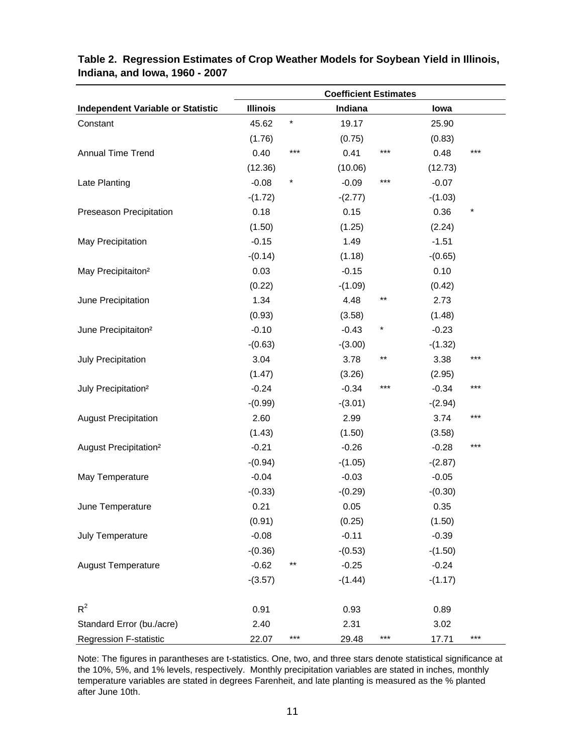**Table 2. Regression Estimates of Crop Weather Models for Soybean Yield in Illinois, Indiana, and Iowa, 1960 - 2007**

| | Coefficient Estimates | | | | | |
|---|---|---|---|---|---|---|
| **Independent Variable or Statistic** | **Illinois** | | **Indiana** | | **Iowa** | |
| Constant | 45.62 | * | 19.17 | | 25.90 | |
| | (1.76) | | (0.75) | | (0.83) | |
| Annual Time Trend | 0.40 | *** | 0.41 | *** | 0.48 | *** |
| | (12.36) | | (10.06) | | (12.73) | |
| Late Planting | -0.08 | * | -0.09 | *** | -0.07 | |
| | -(1.72) | | -(2.77) | | -(1.03) | |
| Preseason Precipitation | 0.18 | | 0.15 | | 0.36 | * |
| | (1.50) | | (1.25) | | (2.24) | |
| May Precipitation | -0.15 | | 1.49 | | -1.51 | |
| | -(0.14) | | (1.18) | | -(0.65) | |
| May Precipitaiton² | 0.03 | | -0.15 | | 0.10 | |
| | (0.22) | | -(1.09) | | (0.42) | |
| June Precipitation | 1.34 | | 4.48 | ** | 2.73 | |
| | (0.93) | | (3.58) | | (1.48) | |
| June Precipitaiton² | -0.10 | | -0.43 | * | -0.23 | |
| | -(0.63) | | -(3.00) | | -(1.32) | |
| July Precipitation | 3.04 | | 3.78 | ** | 3.38 | *** |
| | (1.47) | | (3.26) | | (2.95) | |
| July Precipitation² | -0.24 | | -0.34 | *** | -0.34 | *** |
| | -(0.99) | | -(3.01) | | -(2.94) | |
| August Precipitation | 2.60 | | 2.99 | | 3.74 | *** |
| | (1.43) | | (1.50) | | (3.58) | |
| August Precipitation² | -0.21 | | -0.26 | | -0.28 | *** |
| | -(0.94) | | -(1.05) | | -(2.87) | |
| May Temperature | -0.04 | | -0.03 | | -0.05 | |
| | -(0.33) | | -(0.29) | | -(0.30) | |
| June Temperature | 0.21 | | 0.05 | | 0.35 | |
| | (0.91) | | (0.25) | | (1.50) | |
| July Temperature | -0.08 | | -0.11 | | -0.39 | |
| | -(0.36) | | -(0.53) | | -(1.50) | |
| August Temperature | -0.62 | ** | -0.25 | | -0.24 | |
| | -(3.57) | | -(1.44) | | -(1.17) | |
| $R^2$ | 0.91 | | 0.93 | | 0.89 | |
| Standard Error (bu./acre) | 2.40 | | 2.31 | | 3.02 | |
| Regression F-statistic | 22.07 | *** | 29.48 | *** | 17.71 | *** |

Note: The figures in parantheses are t-statistics. One, two, and three stars denote statistical significance at the 10%, 5%, and 1% levels, respectively. Monthly precipitation variables are stated in inches, monthly temperature variables are stated in degrees Farenheit, and late planting is measured as the % planted after June 10th.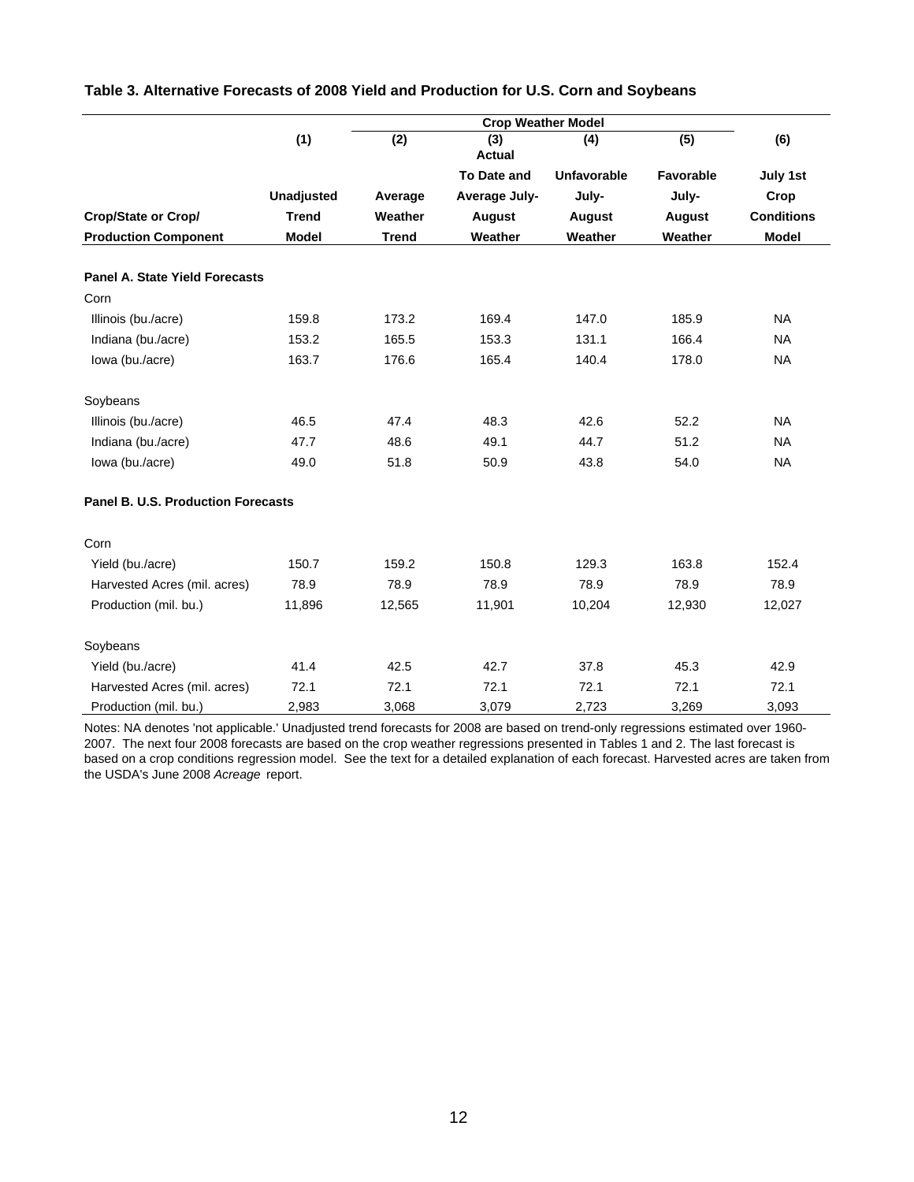**Table 3. Alternative Forecasts of 2008 Yield and Production for U.S. Corn and Soybeans**

| | | Crop Weather Model | | | | |
|---|---|---|---|---|---|---|
| | (1) | (2) | (3) | (4) | (5) | (6) |
| Crop/State or Crop/ Production Component | Unadjusted Trend Model | Average Weather Trend | Actual To Date and Average July-August Weather | Unfavorable July-August Weather | Favorable July-August Weather | July 1st Crop Conditions Model |
| **Panel A. State Yield Forecasts** | | | | | | |
| Corn | | | | | | |
| Illinois (bu./acre) | 159.8 | 173.2 | 169.4 | 147.0 | 185.9 | NA |
| Indiana (bu./acre) | 153.2 | 165.5 | 153.3 | 131.1 | 166.4 | NA |
| Iowa (bu./acre) | 163.7 | 176.6 | 165.4 | 140.4 | 178.0 | NA |
| Soybeans | | | | | | |
| Illinois (bu./acre) | 46.5 | 47.4 | 48.3 | 42.6 | 52.2 | NA |
| Indiana (bu./acre) | 47.7 | 48.6 | 49.1 | 44.7 | 51.2 | NA |
| Iowa (bu./acre) | 49.0 | 51.8 | 50.9 | 43.8 | 54.0 | NA |
| **Panel B. U.S. Production Forecasts** | | | | | | |
| Corn | | | | | | |
| Yield (bu./acre) | 150.7 | 159.2 | 150.8 | 129.3 | 163.8 | 152.4 |
| Harvested Acres (mil. acres) | 78.9 | 78.9 | 78.9 | 78.9 | 78.9 | 78.9 |
| Production (mil. bu.) | 11,896 | 12,565 | 11,901 | 10,204 | 12,930 | 12,027 |
| Soybeans | | | | | | |
| Yield (bu./acre) | 41.4 | 42.5 | 42.7 | 37.8 | 45.3 | 42.9 |
| Harvested Acres (mil. acres) | 72.1 | 72.1 | 72.1 | 72.1 | 72.1 | 72.1 |
| Production (mil. bu.) | 2,983 | 3,068 | 3,079 | 2,723 | 3,269 | 3,093 |

Notes: NA denotes 'not applicable.' Unadjusted trend forecasts for 2008 are based on trend-only regressions estimated over 1960-2007. The next four 2008 forecasts are based on the crop weather regressions presented in Tables 1 and 2. The last forecast is based on a crop conditions regression model. See the text for a detailed explanation of each forecast. Harvested acres are taken from the USDA's June 2008 *Acreage* report.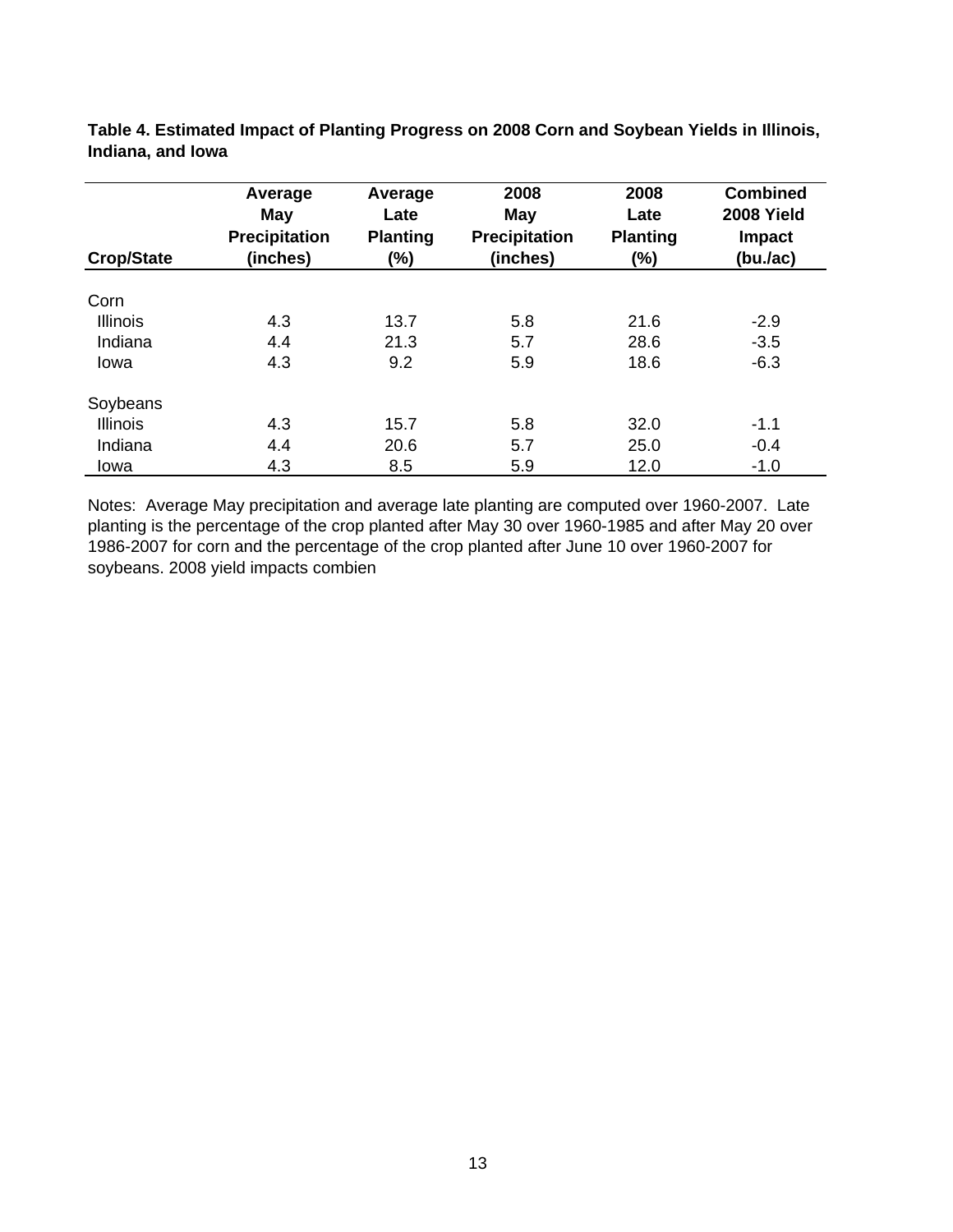**Table 4. Estimated Impact of Planting Progress on 2008 Corn and Soybean Yields in Illinois, Indiana, and Iowa**

| Crop/State | Average May Precipitation (inches) | Average Late Planting (%) | 2008 May Precipitation (inches) | 2008 Late Planting (%) | Combined 2008 Yield Impact (bu./ac) |
|---|---|---|---|---|---|
| Corn | | | | | |
| Illinois | 4.3 | 13.7 | 5.8 | 21.6 | -2.9 |
| Indiana | 4.4 | 21.3 | 5.7 | 28.6 | -3.5 |
| Iowa | 4.3 | 9.2 | 5.9 | 18.6 | -6.3 |
| Soybeans | | | | | |
| Illinois | 4.3 | 15.7 | 5.8 | 32.0 | -1.1 |
| Indiana | 4.4 | 20.6 | 5.7 | 25.0 | -0.4 |
| Iowa | 4.3 | 8.5 | 5.9 | 12.0 | -1.0 |

Notes: Average May precipitation and average late planting are computed over 1960-2007. Late planting is the percentage of the crop planted after May 30 over 1960-1985 and after May 20 over 1986-2007 for corn and the percentage of the crop planted after June 10 over 1960-2007 for soybeans. 2008 yield impacts combien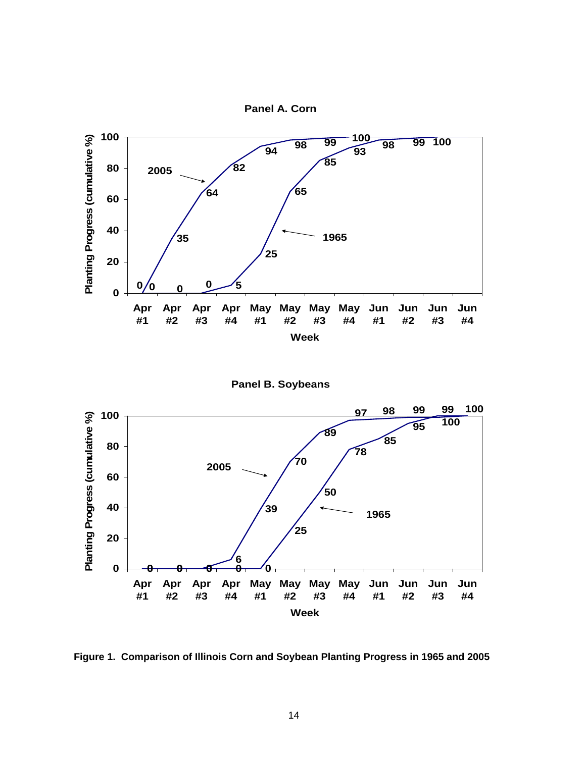**Panel A. Corn**

**Panel B. Soybeans**

**Figure 1. Comparison of Illinois Corn and Soybean Planting Progress in 1965 and 2005**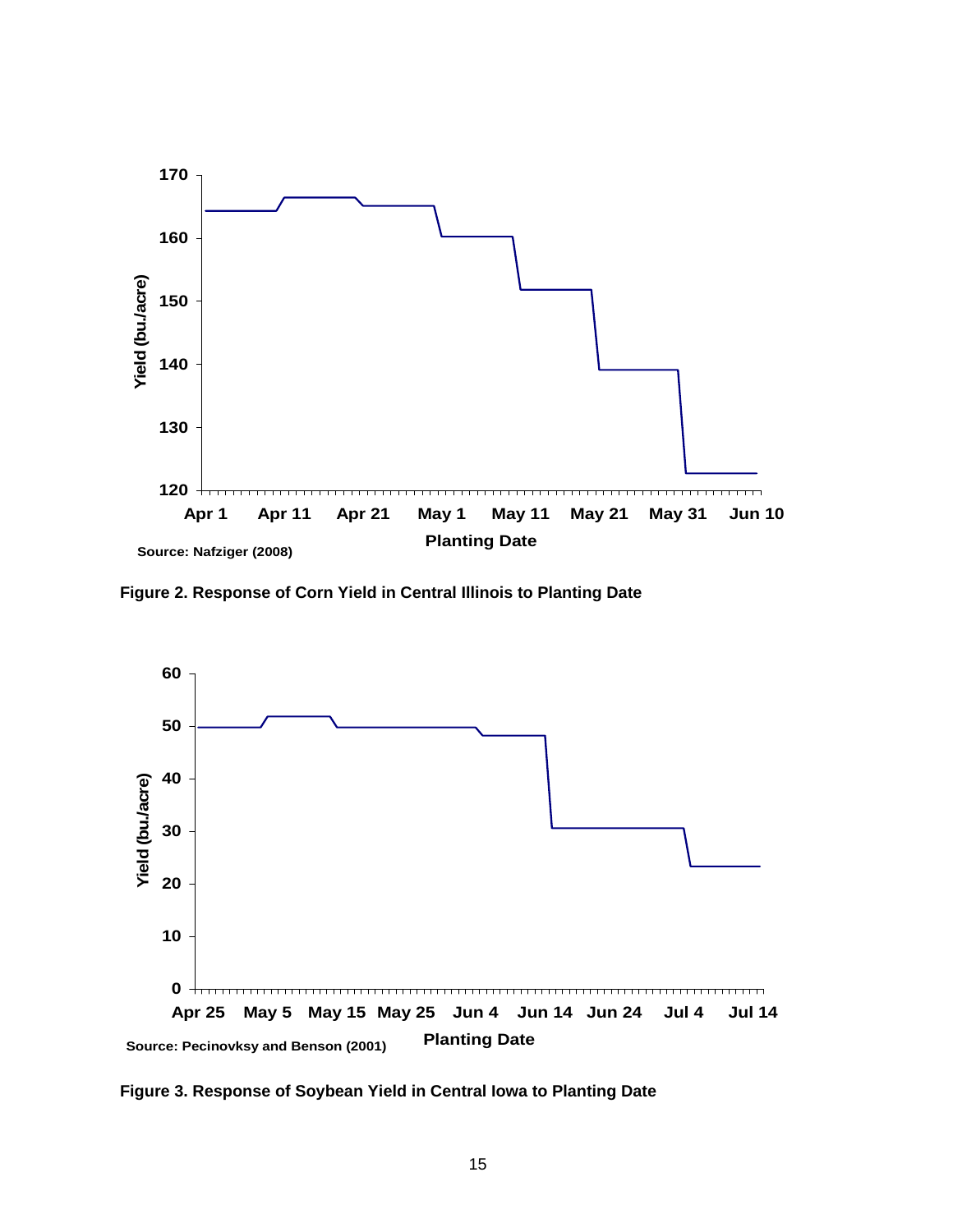Source: Nafziger (2008)

Figure 2. Response of Corn Yield in Central Illinois to Planting Date

Source: Pecinovksy and Benson (2001)

Figure 3. Response of Soybean Yield in Central Iowa to Planting Date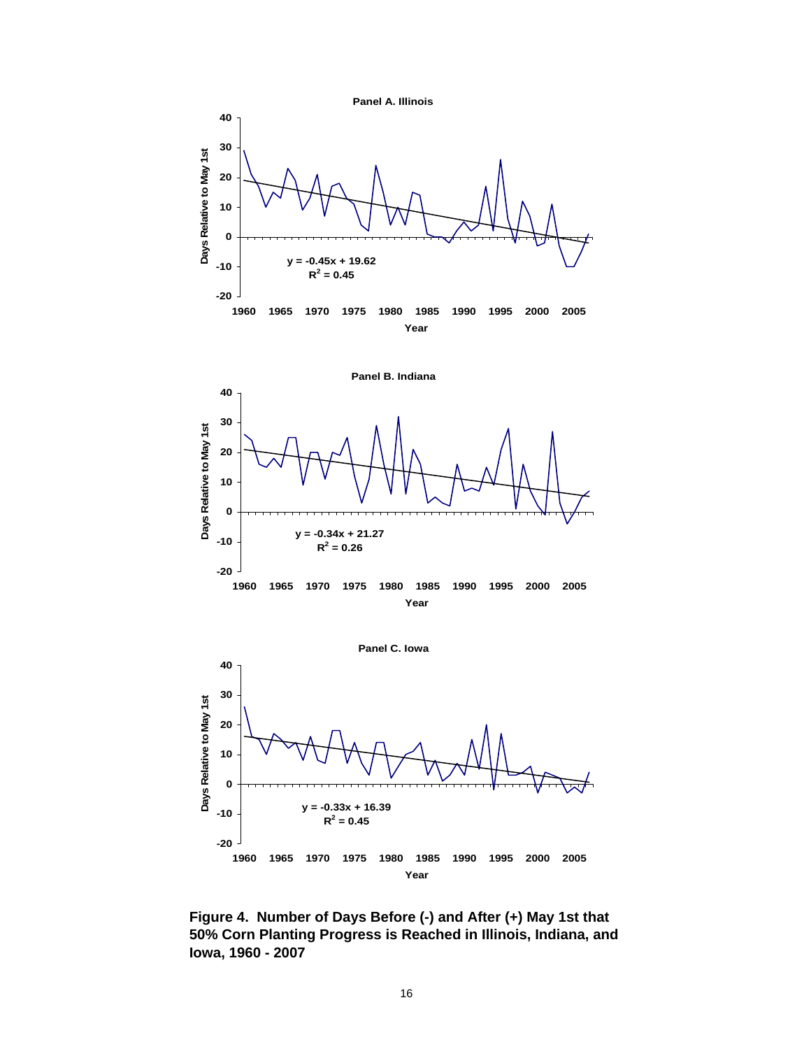**Panel A. Illinois**

$y = -0.45x + 19.62$
$R^2 = 0.45$

**Panel B. Indiana**

$y = -0.34x + 21.27$
$R^2 = 0.26$

**Panel C. Iowa**

$y = -0.33x + 16.39$
$R^2 = 0.45$

**Figure 4. Number of Days Before (-) and After (+) May 1st that 50% Corn Planting Progress is Reached in Illinois, Indiana, and Iowa, 1960 - 2007**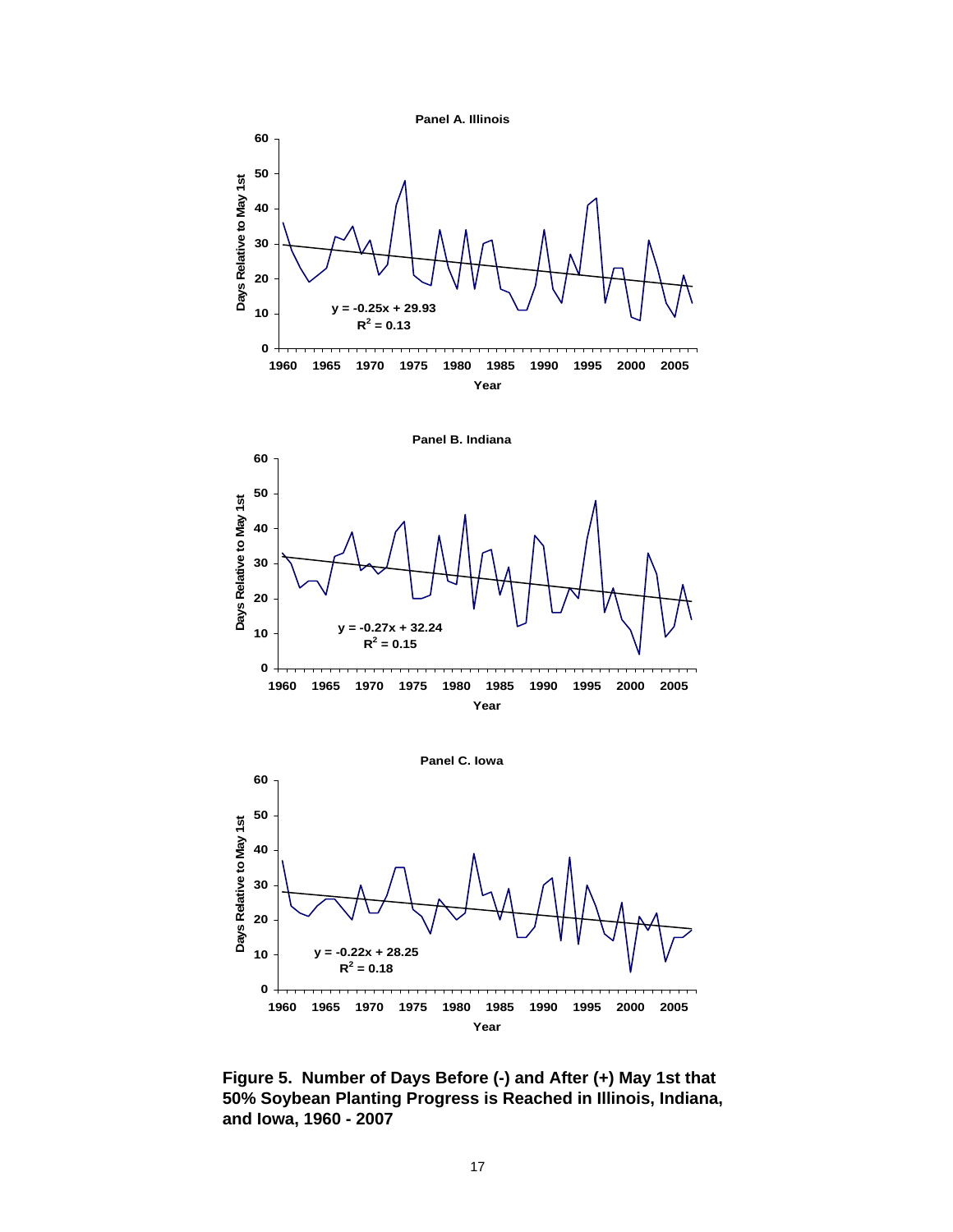**Panel A. Illinois**

$y = -0.25x + 29.93$
$R^2 = 0.13$

**Panel B. Indiana**

$y = -0.27x + 32.24$
$R^2 = 0.15$

**Panel C. Iowa**

$y = -0.22x + 28.25$
$R^2 = 0.18$

**Figure 5. Number of Days Before (-) and After (+) May 1st that 50% Soybean Planting Progress is Reached in Illinois, Indiana, and Iowa, 1960 - 2007**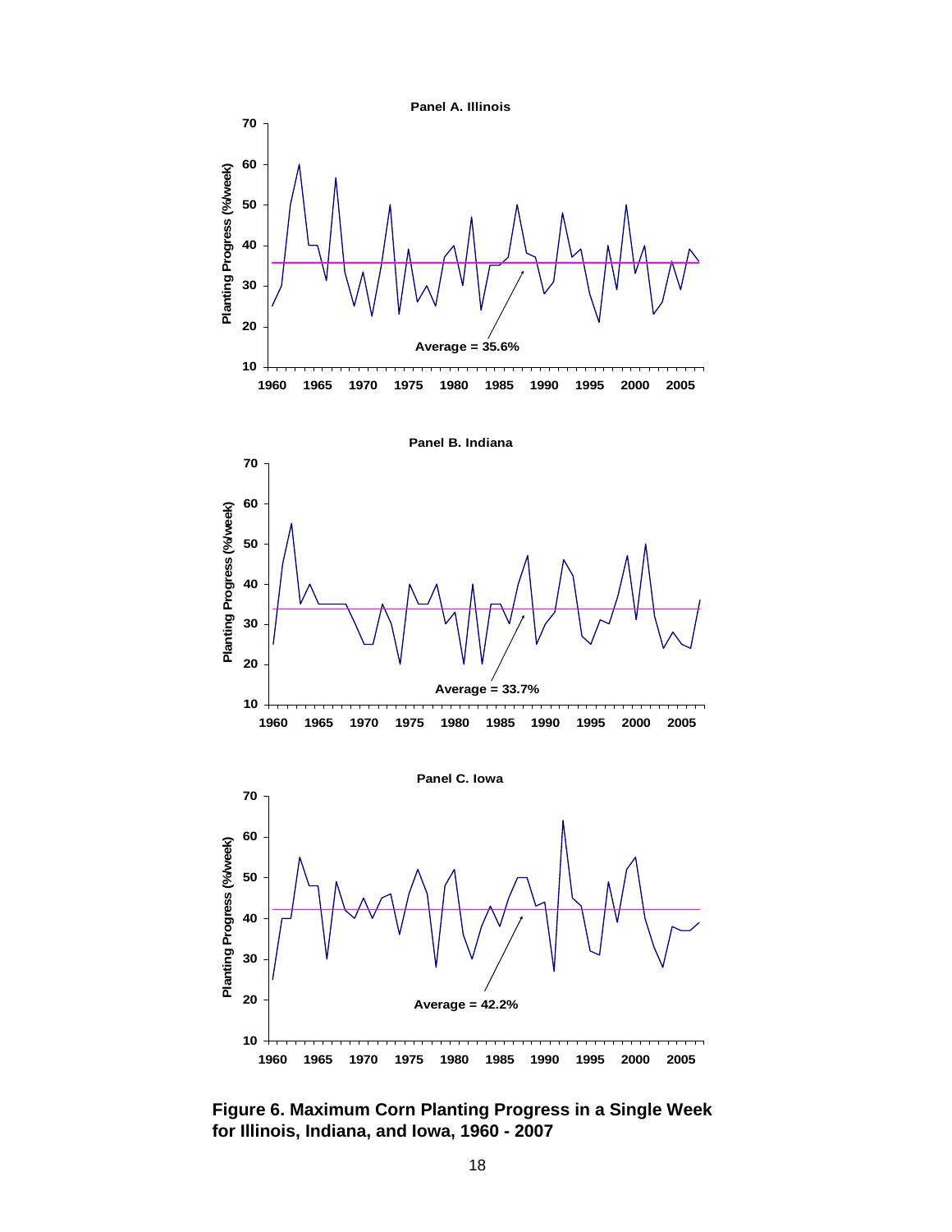**Figure 6. Maximum Corn Planting Progress in a Single Week for Illinois, Indiana, and Iowa, 1960 - 2007**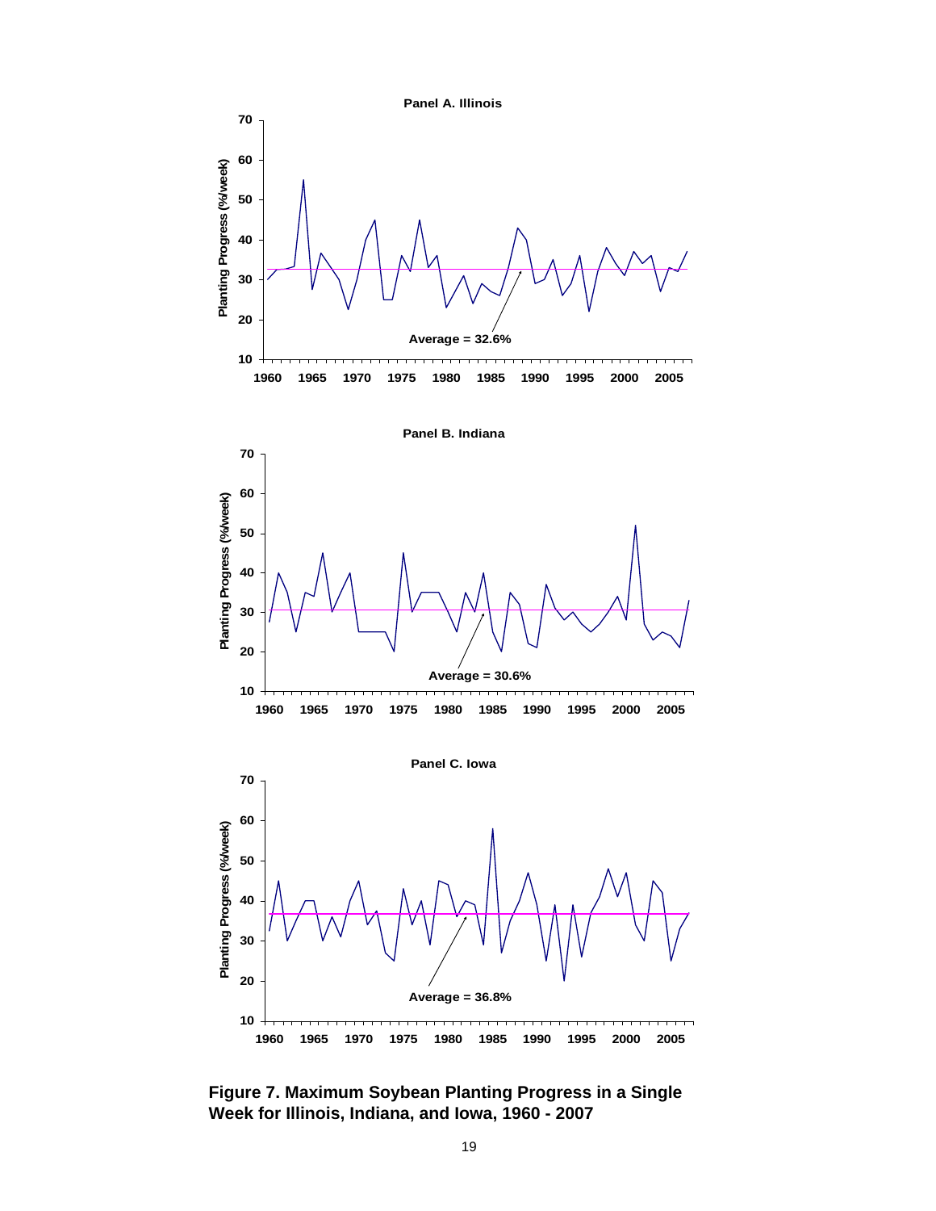**Panel A. Illinois**

Planting Progress (%/week)

Average = 32.6%

**Panel B. Indiana**

Planting Progress (%/week)

Average = 30.6%

**Panel C. Iowa**

Planting Progress (%/week)

Average = 36.8%

**Figure 7. Maximum Soybean Planting Progress in a Single Week for Illinois, Indiana, and Iowa, 1960 - 2007**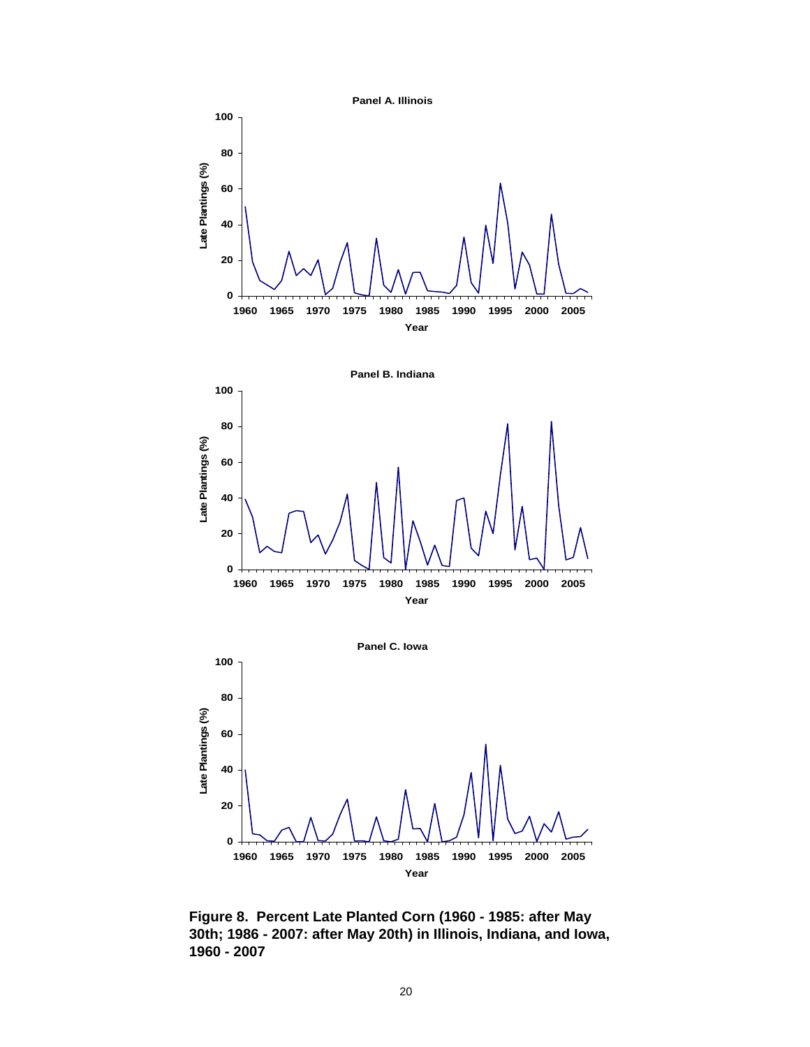**Panel A. Illinois**

**Panel B. Indiana**

**Panel C. Iowa**

**Figure 8. Percent Late Planted Corn (1960 - 1985: after May 30th; 1986 - 2007: after May 20th) in Illinois, Indiana, and Iowa, 1960 - 2007**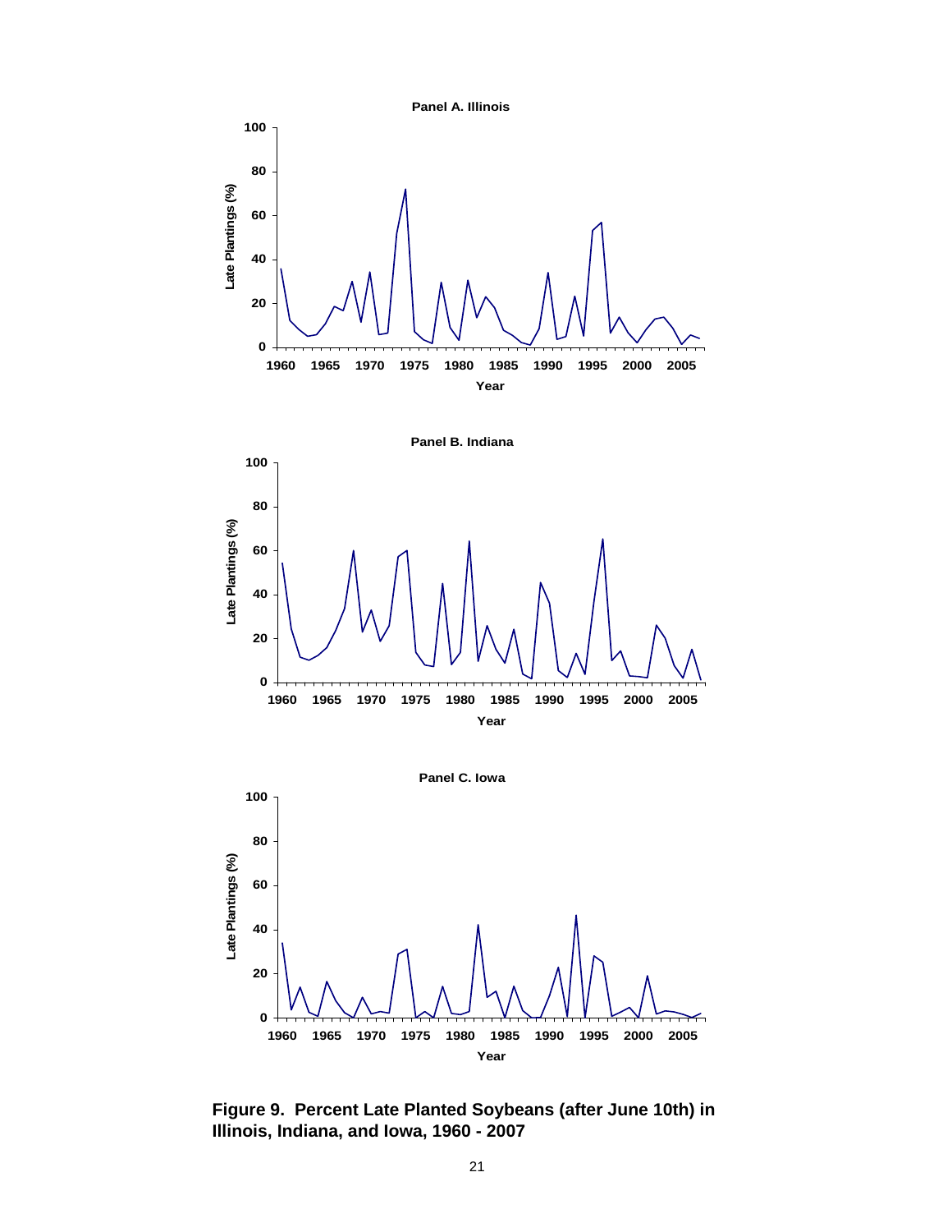**Figure 9. Percent Late Planted Soybeans (after June 10th) in Illinois, Indiana, and Iowa, 1960 - 2007**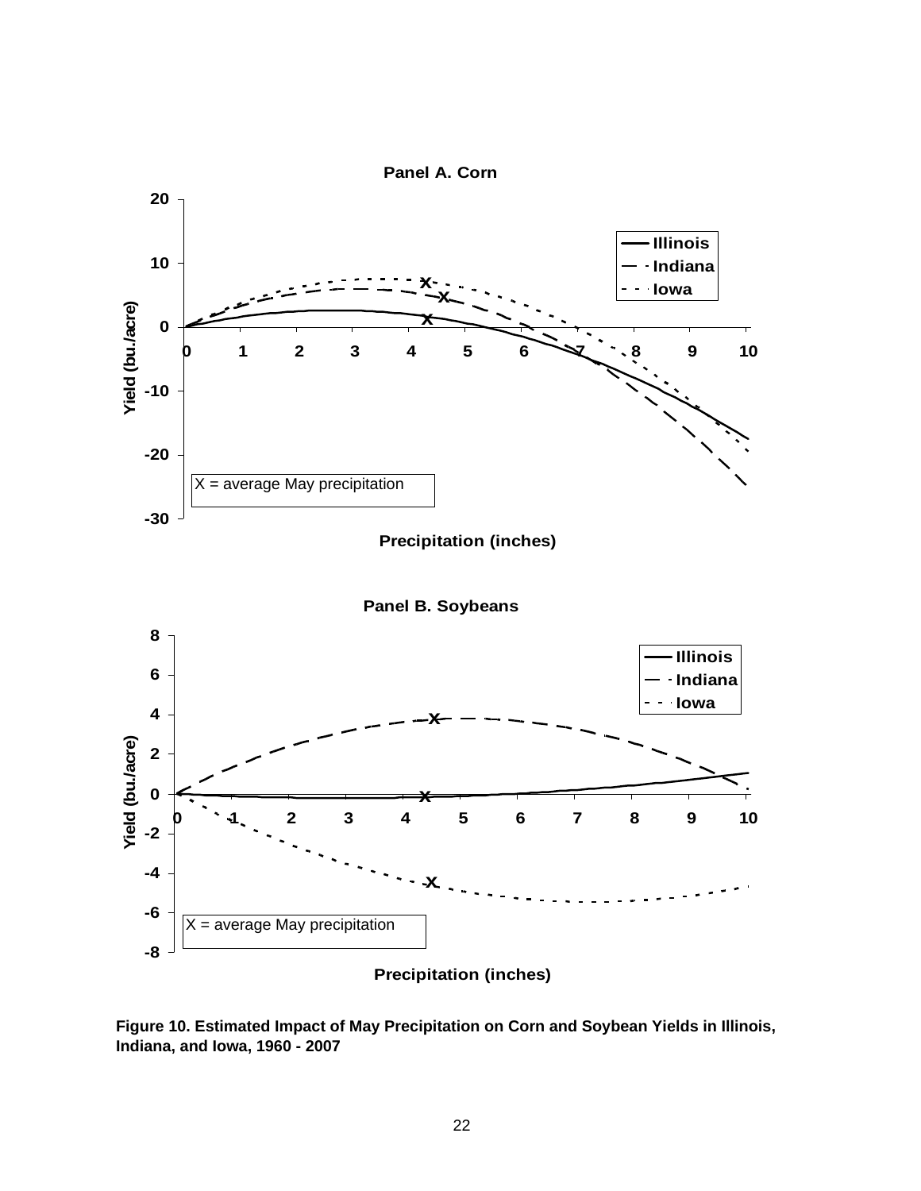**Panel A. Corn**

**Panel B. Soybeans**

**Figure 10. Estimated Impact of May Precipitation on Corn and Soybean Yields in Illinois, Indiana, and Iowa, 1960 - 2007**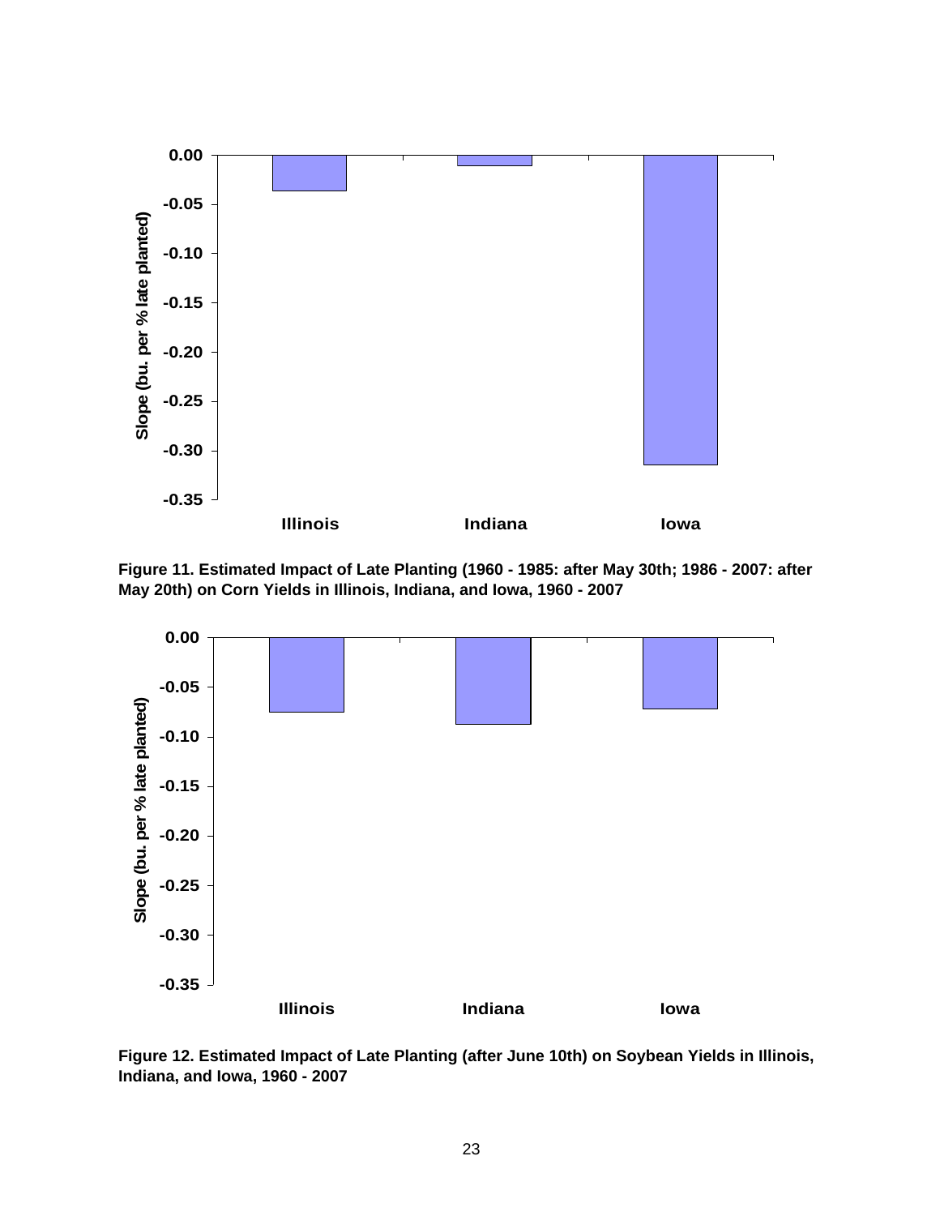**Figure 11. Estimated Impact of Late Planting (1960 - 1985: after May 30th; 1986 - 2007: after May 20th) on Corn Yields in Illinois, Indiana, and Iowa, 1960 - 2007**

**Figure 12. Estimated Impact of Late Planting (after June 10th) on Soybean Yields in Illinois, Indiana, and Iowa, 1960 - 2007**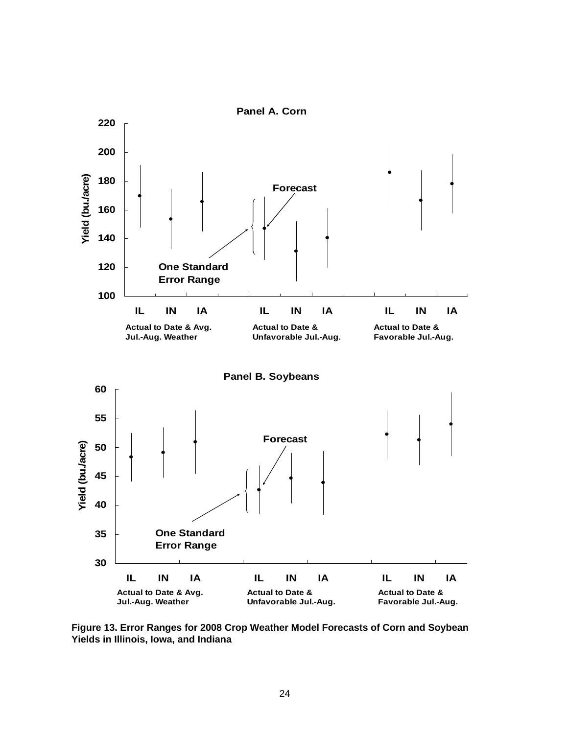Panel A. Corn

220
200
180
160
140
120
100

Yield (bu./acre)

Forecast

One Standard Error Range

IL IN IA IL IN IA IL IN IA

Actual to Date & Avg. Jul.-Aug. Weather

Actual to Date & Unfavorable Jul.-Aug.

Actual to Date & Favorable Jul.-Aug.

Panel B. Soybeans

60
55
50
45
40
35
30

Yield (bu./acre)

Forecast

One Standard Error Range

IL IN IA IL IN IA IL IN IA

Actual to Date & Avg. Jul.-Aug. Weather

Actual to Date & Unfavorable Jul.-Aug.

Actual to Date & Favorable Jul.-Aug.

**Figure 13. Error Ranges for 2008 Crop Weather Model Forecasts of Corn and Soybean Yields in Illinois, Iowa, and Indiana**